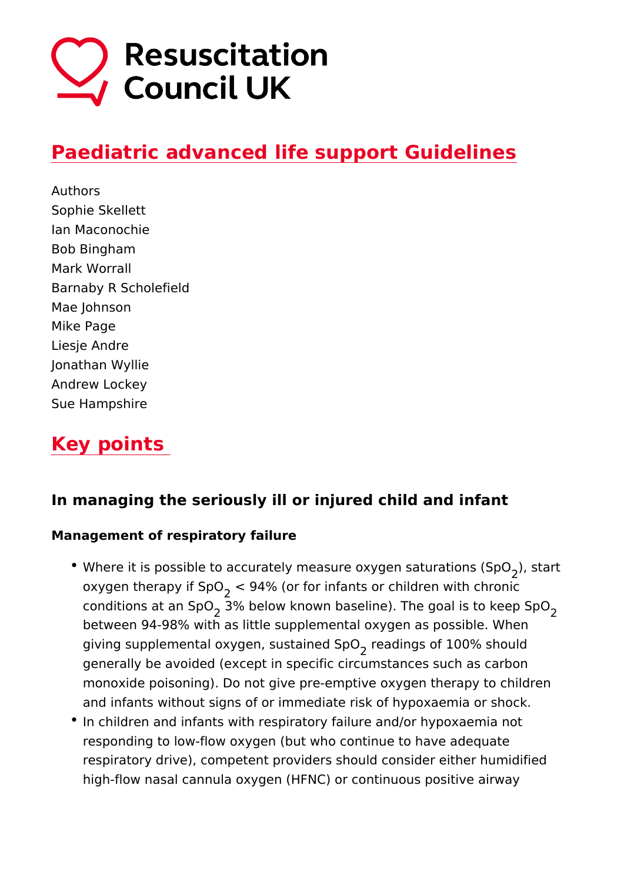Resuscitation Council UK

# Paediatric advanced life support Guidelines

Authors
Sophie Skellett
Ian Maconochie
Bob Bingham
Mark Worrall
Barnaby R Scholefield
Mae Johnson
Mike Page
Liesje Andre
Jonathan Wyllie
Andrew Lockey
Sue Hampshire

## Key points

### In managing the seriously ill or injured child and infant

#### Management of respiratory failure

- Where it is possible to accurately measure oxygen saturations ($SpO_2$), start oxygen therapy if $SpO_2$ < 94% (or for infants or children with chronic conditions at an $SpO_2$ 3% below known baseline). The goal is to keep $SpO_2$ between 94-98% with as little supplemental oxygen as possible. When giving supplemental oxygen, sustained $SpO_2$ readings of 100% should generally be avoided (except in specific circumstances such as carbon monoxide poisoning). Do not give pre-emptive oxygen therapy to children and infants without signs of or immediate risk of hypoxaemia or shock.
- In children and infants with respiratory failure and/or hypoxaemia not responding to low-flow oxygen (but who continue to have adequate respiratory drive), competent providers should consider either humidified high-flow nasal cannula oxygen (HFNC) or continuous positive airway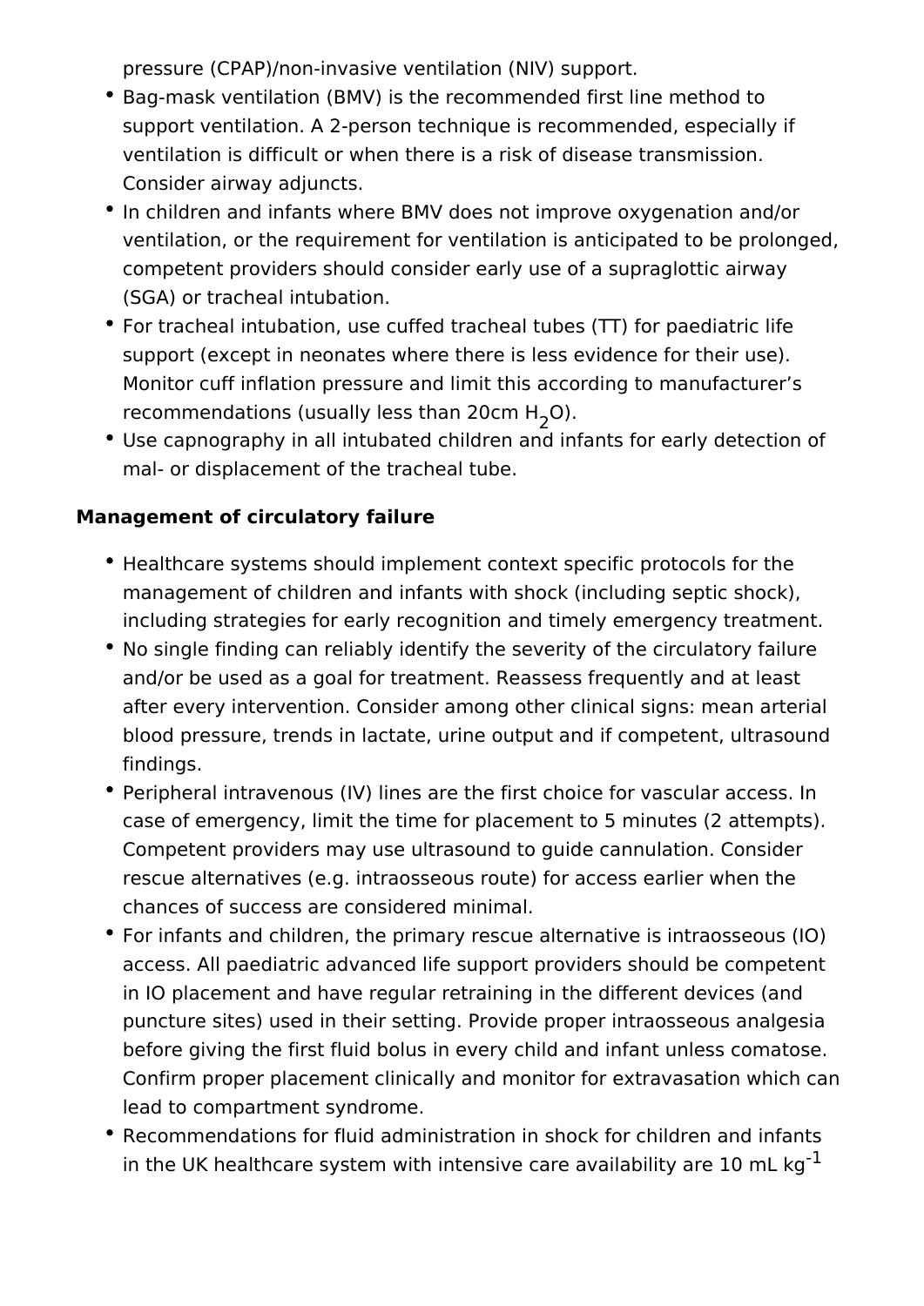pressure (CPAP)/non-invasive ventilation (NIV) support.

- Bag-mask ventilation (BMV) is the recommended first line method to support ventilation. A 2-person technique is recommended, especially if ventilation is difficult or when there is a risk of disease transmission. Consider airway adjuncts.
- In children and infants where BMV does not improve oxygenation and/or ventilation, or the requirement for ventilation is anticipated to be prolonged, competent providers should consider early use of a supraglottic airway (SGA) or tracheal intubation.
- For tracheal intubation, use cuffed tracheal tubes (TT) for paediatric life support (except in neonates where there is less evidence for their use). Monitor cuff inflation pressure and limit this according to manufacturer's recommendations (usually less than 20cm $H_2O$).
- Use capnography in all intubated children and infants for early detection of mal- or displacement of the tracheal tube.

**Management of circulatory failure**

- Healthcare systems should implement context specific protocols for the management of children and infants with shock (including septic shock), including strategies for early recognition and timely emergency treatment.
- No single finding can reliably identify the severity of the circulatory failure and/or be used as a goal for treatment. Reassess frequently and at least after every intervention. Consider among other clinical signs: mean arterial blood pressure, trends in lactate, urine output and if competent, ultrasound findings.
- Peripheral intravenous (IV) lines are the first choice for vascular access. In case of emergency, limit the time for placement to 5 minutes (2 attempts). Competent providers may use ultrasound to guide cannulation. Consider rescue alternatives (e.g. intraosseous route) for access earlier when the chances of success are considered minimal.
- For infants and children, the primary rescue alternative is intraosseous (IO) access. All paediatric advanced life support providers should be competent in IO placement and have regular retraining in the different devices (and puncture sites) used in their setting. Provide proper intraosseous analgesia before giving the first fluid bolus in every child and infant unless comatose. Confirm proper placement clinically and monitor for extravasation which can lead to compartment syndrome.
- Recommendations for fluid administration in shock for children and infants in the UK healthcare system with intensive care availability are 10 mL $kg^{-1}$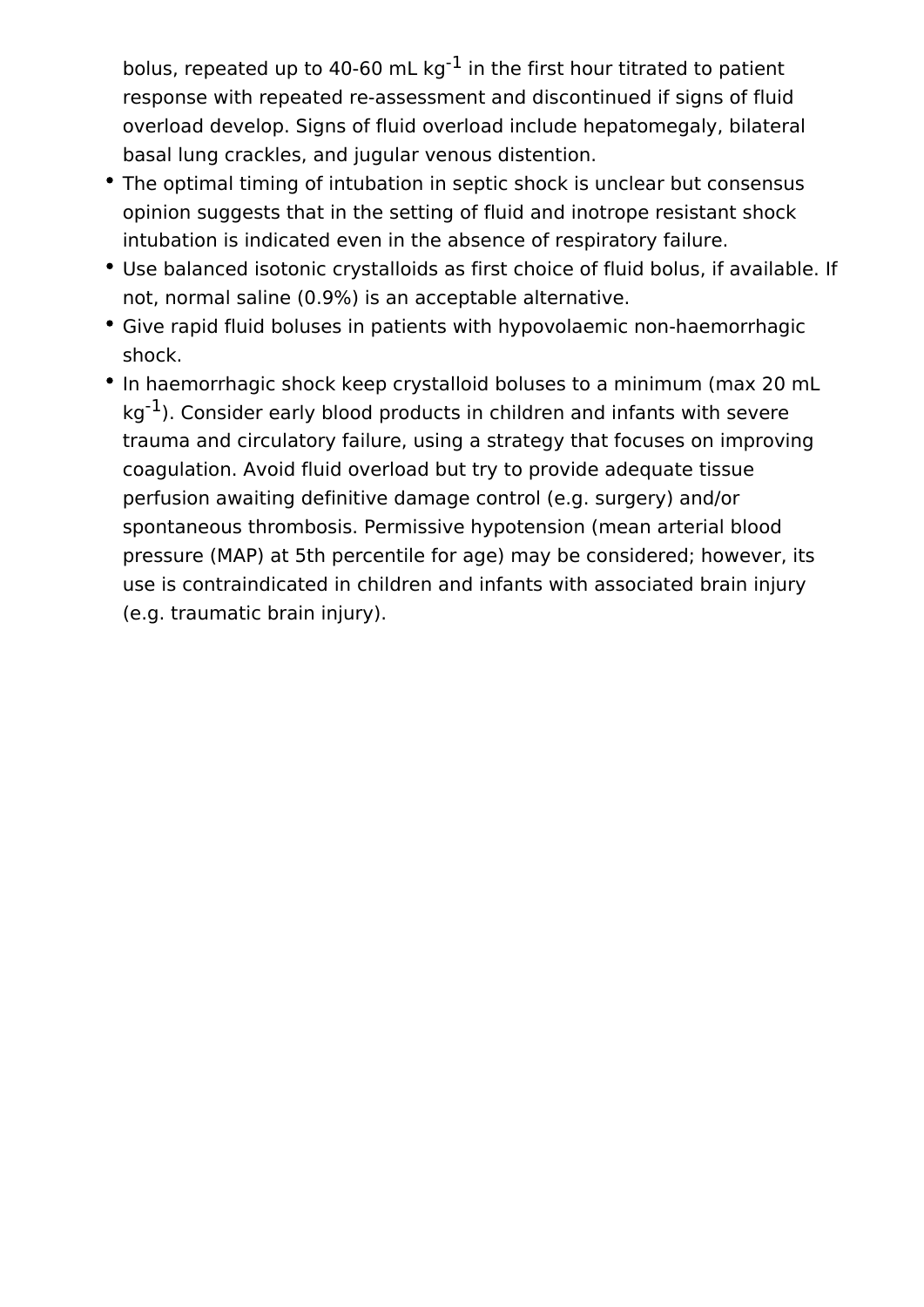bolus, repeated up to 40-60 mL $kg^{-1}$ in the first hour titrated to patient response with repeated re-assessment and discontinued if signs of fluid overload develop. Signs of fluid overload include hepatomegaly, bilateral basal lung crackles, and jugular venous distention.

- The optimal timing of intubation in septic shock is unclear but consensus opinion suggests that in the setting of fluid and inotrope resistant shock intubation is indicated even in the absence of respiratory failure.
- Use balanced isotonic crystalloids as first choice of fluid bolus, if available. If not, normal saline (0.9%) is an acceptable alternative.
- Give rapid fluid boluses in patients with hypovolaemic non-haemorrhagic shock.
- In haemorrhagic shock keep crystalloid boluses to a minimum (max 20 mL $kg^{-1}$). Consider early blood products in children and infants with severe trauma and circulatory failure, using a strategy that focuses on improving coagulation. Avoid fluid overload but try to provide adequate tissue perfusion awaiting definitive damage control (e.g. surgery) and/or spontaneous thrombosis. Permissive hypotension (mean arterial blood pressure (MAP) at 5th percentile for age) may be considered; however, its use is contraindicated in children and infants with associated brain injury (e.g. traumatic brain injury).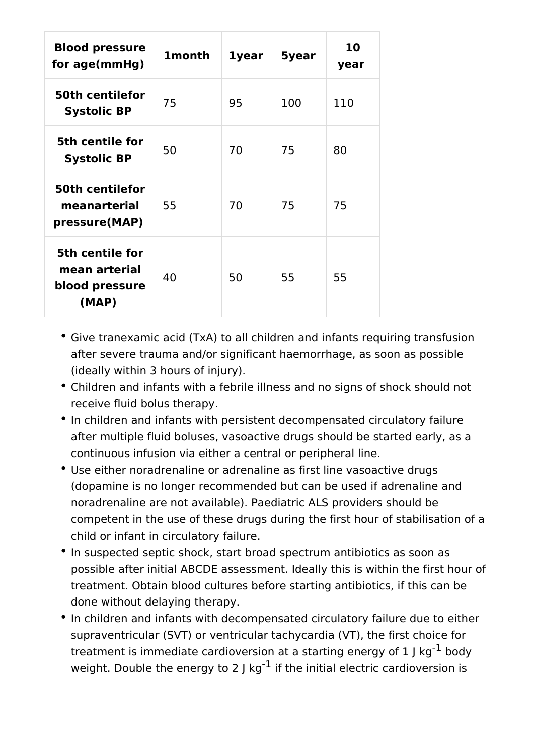| Blood pressure for age(mmHg) | 1month | 1year | 5year | 10 year |
| --- | --- | --- | --- | --- |
| **50th centilefor Systolic BP** | 75 | 95 | 100 | 110 |
| **5th centile for Systolic BP** | 50 | 70 | 75 | 80 |
| **50th centilefor meanarterial pressure(MAP)** | 55 | 70 | 75 | 75 |
| **5th centile for mean arterial blood pressure (MAP)** | 40 | 50 | 55 | 55 |

- Give tranexamic acid (TxA) to all children and infants requiring transfusion after severe trauma and/or significant haemorrhage, as soon as possible (ideally within 3 hours of injury).
- Children and infants with a febrile illness and no signs of shock should not receive fluid bolus therapy.
- In children and infants with persistent decompensated circulatory failure after multiple fluid boluses, vasoactive drugs should be started early, as a continuous infusion via either a central or peripheral line.
- Use either noradrenaline or adrenaline as first line vasoactive drugs (dopamine is no longer recommended but can be used if adrenaline and noradrenaline are not available). Paediatric ALS providers should be competent in the use of these drugs during the first hour of stabilisation of a child or infant in circulatory failure.
- In suspected septic shock, start broad spectrum antibiotics as soon as possible after initial ABCDE assessment. Ideally this is within the first hour of treatment. Obtain blood cultures before starting antibiotics, if this can be done without delaying therapy.
- In children and infants with decompensated circulatory failure due to either supraventricular (SVT) or ventricular tachycardia (VT), the first choice for treatment is immediate cardioversion at a starting energy of 1 J $kg^{-1}$ body weight. Double the energy to 2 J $kg^{-1}$ if the initial electric cardioversion is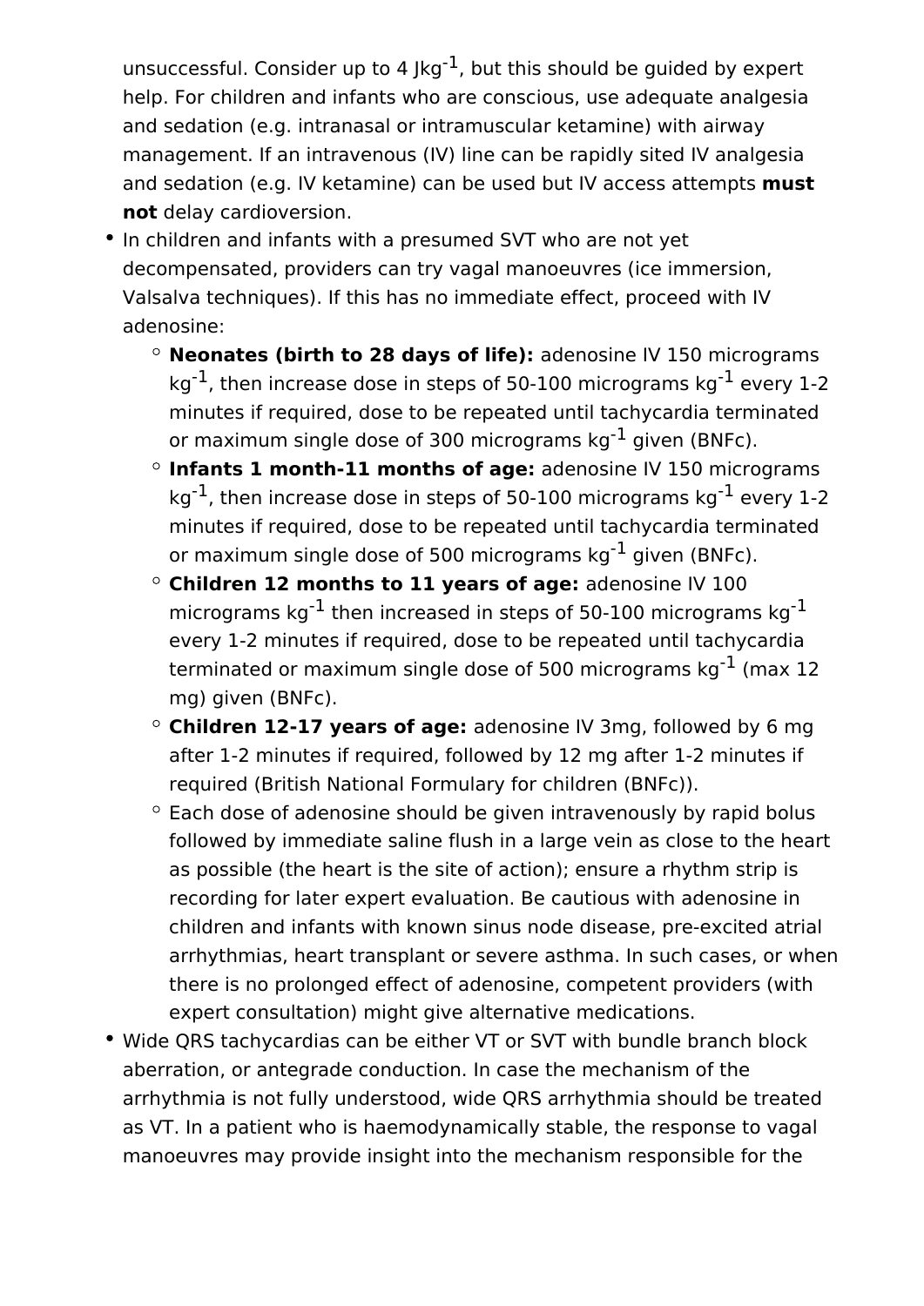unsuccessful. Consider up to 4 $Jkg^{-1}$, but this should be guided by expert help. For children and infants who are conscious, use adequate analgesia and sedation (e.g. intranasal or intramuscular ketamine) with airway management. If an intravenous (IV) line can be rapidly sited IV analgesia and sedation (e.g. IV ketamine) can be used but IV access attempts **must not** delay cardioversion.

- In children and infants with a presumed SVT who are not yet decompensated, providers can try vagal manoeuvres (ice immersion, Valsalva techniques). If this has no immediate effect, proceed with IV adenosine:
  - **Neonates (birth to 28 days of life):** adenosine IV 150 micrograms $kg^{-1}$, then increase dose in steps of 50-100 micrograms $kg^{-1}$ every 1-2 minutes if required, dose to be repeated until tachycardia terminated or maximum single dose of 300 micrograms $kg^{-1}$ given (BNFc).
  - **Infants 1 month-11 months of age:** adenosine IV 150 micrograms $kg^{-1}$, then increase dose in steps of 50-100 micrograms $kg^{-1}$ every 1-2 minutes if required, dose to be repeated until tachycardia terminated or maximum single dose of 500 micrograms $kg^{-1}$ given (BNFc).
  - **Children 12 months to 11 years of age:** adenosine IV 100 micrograms $kg^{-1}$ then increased in steps of 50-100 micrograms $kg^{-1}$ every 1-2 minutes if required, dose to be repeated until tachycardia terminated or maximum single dose of 500 micrograms $kg^{-1}$ (max 12 mg) given (BNFc).
  - **Children 12-17 years of age:** adenosine IV 3mg, followed by 6 mg after 1-2 minutes if required, followed by 12 mg after 1-2 minutes if required (British National Formulary for children (BNFc)).
  - Each dose of adenosine should be given intravenously by rapid bolus followed by immediate saline flush in a large vein as close to the heart as possible (the heart is the site of action); ensure a rhythm strip is recording for later expert evaluation. Be cautious with adenosine in children and infants with known sinus node disease, pre-excited atrial arrhythmias, heart transplant or severe asthma. In such cases, or when there is no prolonged effect of adenosine, competent providers (with expert consultation) might give alternative medications.
- Wide QRS tachycardias can be either VT or SVT with bundle branch block aberration, or antegrade conduction. In case the mechanism of the arrhythmia is not fully understood, wide QRS arrhythmia should be treated as VT. In a patient who is haemodynamically stable, the response to vagal manoeuvres may provide insight into the mechanism responsible for the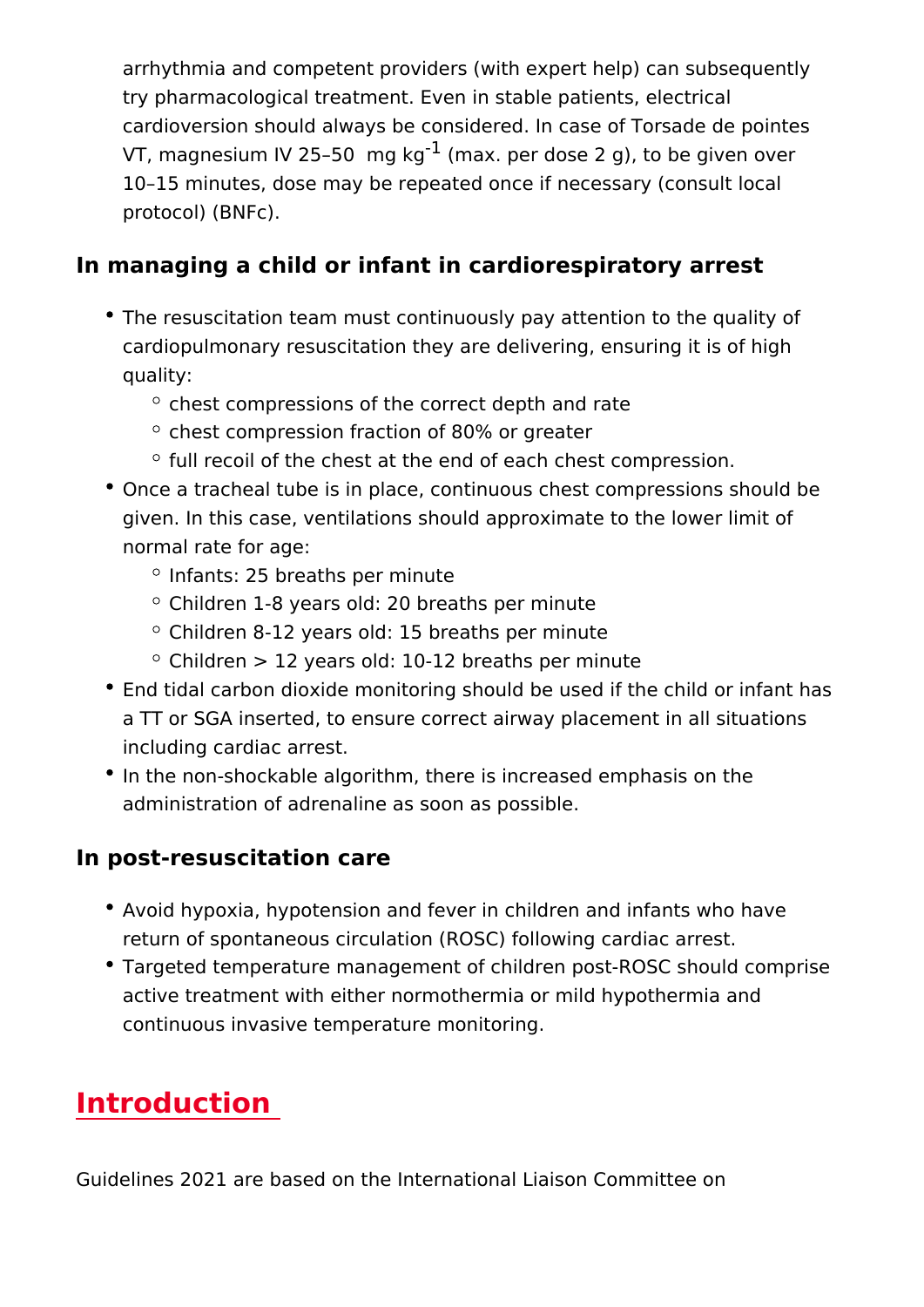arrhythmia and competent providers (with expert help) can subsequently try pharmacological treatment. Even in stable patients, electrical cardioversion should always be considered. In case of Torsade de pointes VT, magnesium IV 25–50 mg $kg^{-1}$ (max. per dose 2 g), to be given over 10–15 minutes, dose may be repeated once if necessary (consult local protocol) (BNFc).

### In managing a child or infant in cardiorespiratory arrest

- The resuscitation team must continuously pay attention to the quality of cardiopulmonary resuscitation they are delivering, ensuring it is of high quality:
  - chest compressions of the correct depth and rate
  - chest compression fraction of 80% or greater
  - full recoil of the chest at the end of each chest compression.
- Once a tracheal tube is in place, continuous chest compressions should be given. In this case, ventilations should approximate to the lower limit of normal rate for age:
  - Infants: 25 breaths per minute
  - Children 1-8 years old: 20 breaths per minute
  - Children 8-12 years old: 15 breaths per minute
  - Children > 12 years old: 10-12 breaths per minute
- End tidal carbon dioxide monitoring should be used if the child or infant has a TT or SGA inserted, to ensure correct airway placement in all situations including cardiac arrest.
- In the non-shockable algorithm, there is increased emphasis on the administration of adrenaline as soon as possible.

### In post-resuscitation care

- Avoid hypoxia, hypotension and fever in children and infants who have return of spontaneous circulation (ROSC) following cardiac arrest.
- Targeted temperature management of children post-ROSC should comprise active treatment with either normothermia or mild hypothermia and continuous invasive temperature monitoring.

## Introduction

Guidelines 2021 are based on the International Liaison Committee on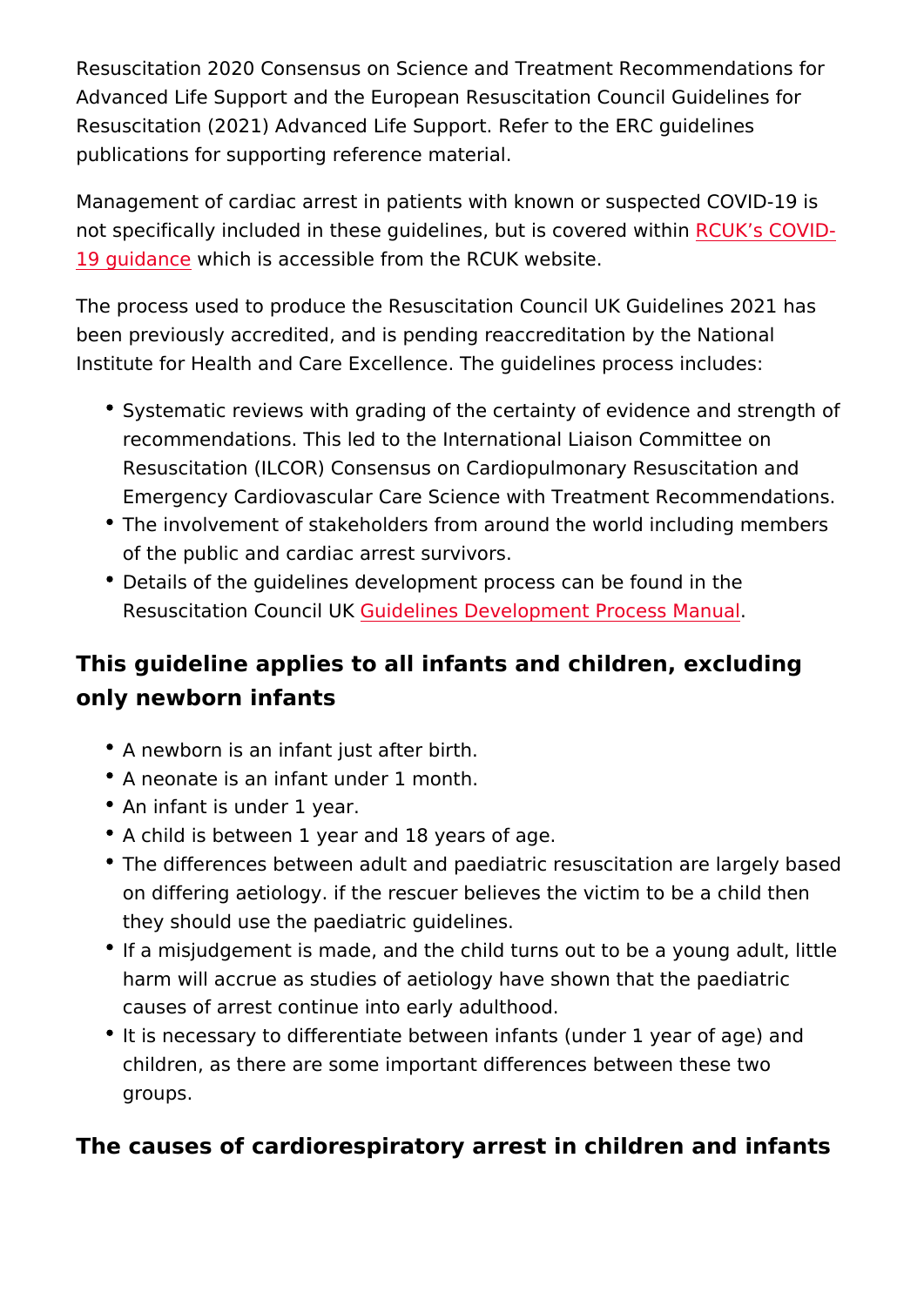Resuscitation 2020 Consensus on Science and Treatment Recommendations for Advanced Life Support and the European Resuscitation Council Guidelines for Resuscitation (2021) Advanced Life Support. Refer to the ERC guidelines publications for supporting reference material.

Management of cardiac arrest in patients with known or suspected COVID-19 is not specifically included in these guidelines, but is covered within RCUK's COVID-19 guidance which is accessible from the RCUK website.

The process used to produce the Resuscitation Council UK Guidelines 2021 has been previously accredited, and is pending reaccreditation by the National Institute for Health and Care Excellence. The guidelines process includes:

- Systematic reviews with grading of the certainty of evidence and strength of recommendations. This led to the International Liaison Committee on Resuscitation (ILCOR) Consensus on Cardiopulmonary Resuscitation and Emergency Cardiovascular Care Science with Treatment Recommendations.
- The involvement of stakeholders from around the world including members of the public and cardiac arrest survivors.
- Details of the guidelines development process can be found in the Resuscitation Council UK Guidelines Development Process Manual.

## This guideline applies to all infants and children, excluding only newborn infants

- A newborn is an infant just after birth.
- A neonate is an infant under 1 month.
- An infant is under 1 year.
- A child is between 1 year and 18 years of age.
- The differences between adult and paediatric resuscitation are largely based on differing aetiology. if the rescuer believes the victim to be a child then they should use the paediatric guidelines.
- If a misjudgement is made, and the child turns out to be a young adult, little harm will accrue as studies of aetiology have shown that the paediatric causes of arrest continue into early adulthood.
- It is necessary to differentiate between infants (under 1 year of age) and children, as there are some important differences between these two groups.

## The causes of cardiorespiratory arrest in children and infants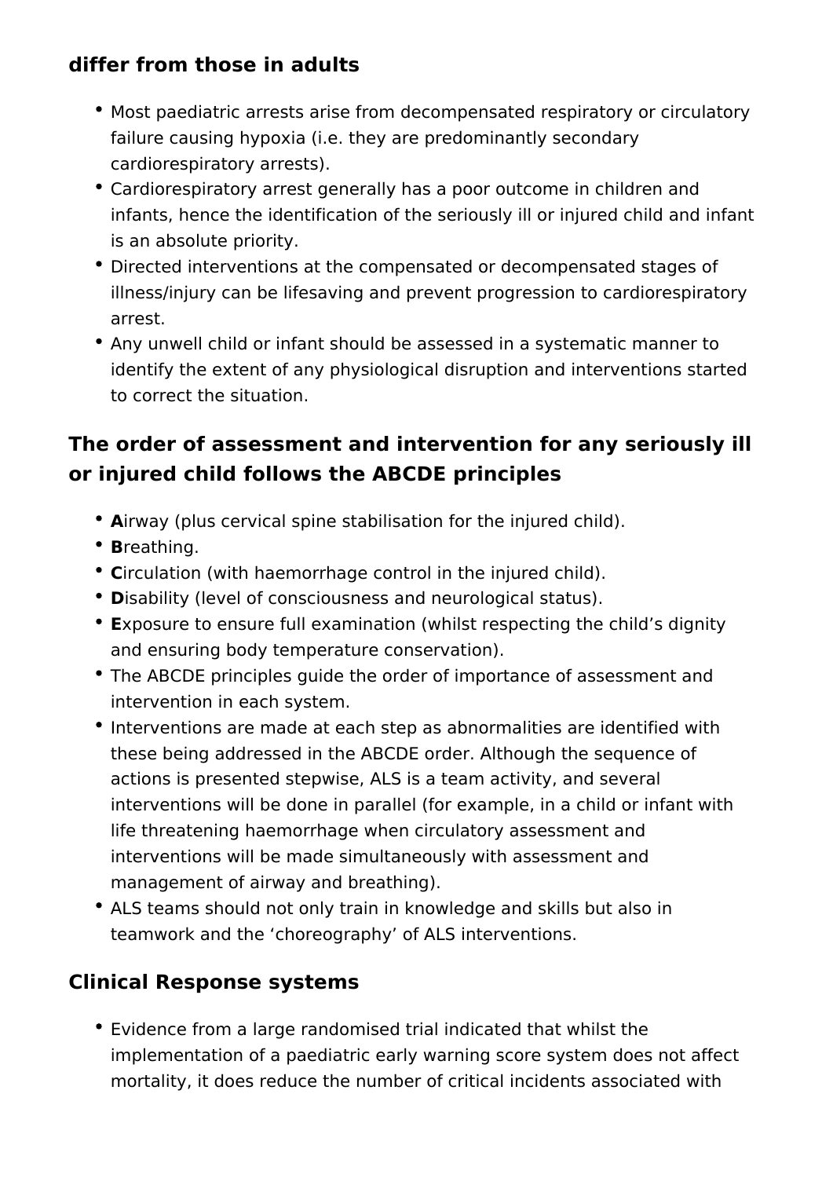## differ from those in adults

- Most paediatric arrests arise from decompensated respiratory or circulatory failure causing hypoxia (i.e. they are predominantly secondary cardiorespiratory arrests).
- Cardiorespiratory arrest generally has a poor outcome in children and infants, hence the identification of the seriously ill or injured child and infant is an absolute priority.
- Directed interventions at the compensated or decompensated stages of illness/injury can be lifesaving and prevent progression to cardiorespiratory arrest.
- Any unwell child or infant should be assessed in a systematic manner to identify the extent of any physiological disruption and interventions started to correct the situation.

## The order of assessment and intervention for any seriously ill or injured child follows the ABCDE principles

- **A**irway (plus cervical spine stabilisation for the injured child).
- **B**reathing.
- **C**irculation (with haemorrhage control in the injured child).
- **D**isability (level of consciousness and neurological status).
- **E**xposure to ensure full examination (whilst respecting the child's dignity and ensuring body temperature conservation).
- The ABCDE principles guide the order of importance of assessment and intervention in each system.
- Interventions are made at each step as abnormalities are identified with these being addressed in the ABCDE order. Although the sequence of actions is presented stepwise, ALS is a team activity, and several interventions will be done in parallel (for example, in a child or infant with life threatening haemorrhage when circulatory assessment and interventions will be made simultaneously with assessment and management of airway and breathing).
- ALS teams should not only train in knowledge and skills but also in teamwork and the 'choreography' of ALS interventions.

## Clinical Response systems

- Evidence from a large randomised trial indicated that whilst the implementation of a paediatric early warning score system does not affect mortality, it does reduce the number of critical incidents associated with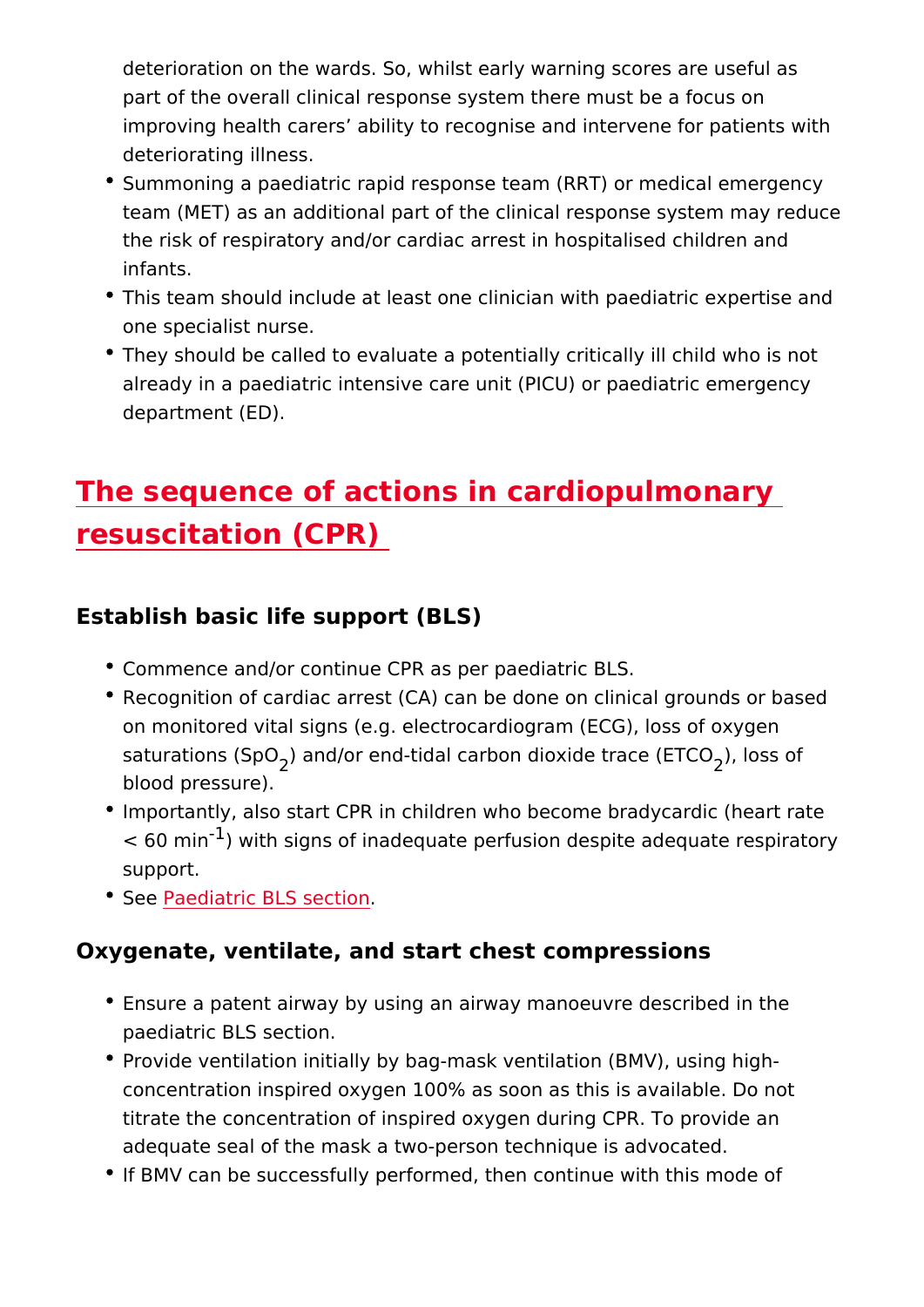deterioration on the wards. So, whilst early warning scores are useful as part of the overall clinical response system there must be a focus on improving health carers' ability to recognise and intervene for patients with deteriorating illness.

- Summoning a paediatric rapid response team (RRT) or medical emergency team (MET) as an additional part of the clinical response system may reduce the risk of respiratory and/or cardiac arrest in hospitalised children and infants.
- This team should include at least one clinician with paediatric expertise and one specialist nurse.
- They should be called to evaluate a potentially critically ill child who is not already in a paediatric intensive care unit (PICU) or paediatric emergency department (ED).

## The sequence of actions in cardiopulmonary resuscitation (CPR)

### Establish basic life support (BLS)

- Commence and/or continue CPR as per paediatric BLS.
- Recognition of cardiac arrest (CA) can be done on clinical grounds or based on monitored vital signs (e.g. electrocardiogram (ECG), loss of oxygen saturations ($SpO_2$) and/or end-tidal carbon dioxide trace ($ETCO_2$), loss of blood pressure).
- Importantly, also start CPR in children who become bradycardic (heart rate $< 60\ min^{-1}$) with signs of inadequate perfusion despite adequate respiratory support.
- See Paediatric BLS section.

### Oxygenate, ventilate, and start chest compressions

- Ensure a patent airway by using an airway manoeuvre described in the paediatric BLS section.
- Provide ventilation initially by bag-mask ventilation (BMV), using high-concentration inspired oxygen 100% as soon as this is available. Do not titrate the concentration of inspired oxygen during CPR. To provide an adequate seal of the mask a two-person technique is advocated.
- If BMV can be successfully performed, then continue with this mode of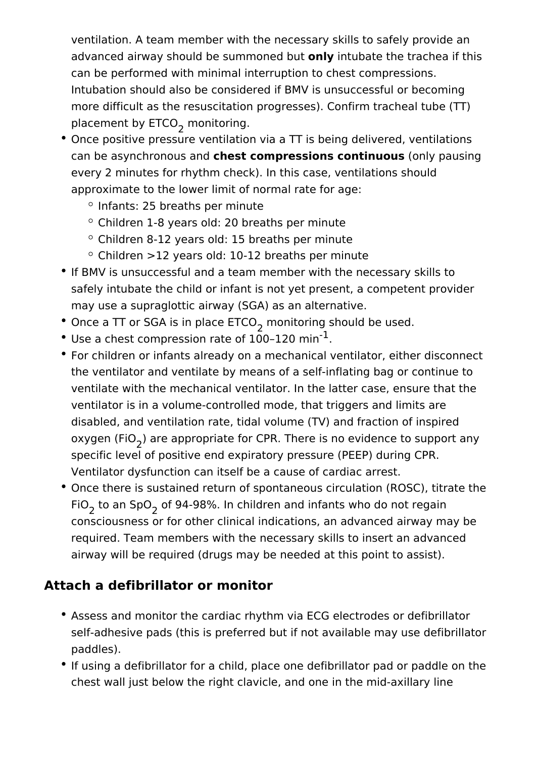ventilation. A team member with the necessary skills to safely provide an advanced airway should be summoned but **only** intubate the trachea if this can be performed with minimal interruption to chest compressions. Intubation should also be considered if BMV is unsuccessful or becoming more difficult as the resuscitation progresses). Confirm tracheal tube (TT) placement by $ETCO_2$ monitoring.

- Once positive pressure ventilation via a TT is being delivered, ventilations can be asynchronous and **chest compressions continuous** (only pausing every 2 minutes for rhythm check). In this case, ventilations should approximate to the lower limit of normal rate for age:
  - Infants: 25 breaths per minute
  - Children 1-8 years old: 20 breaths per minute
  - Children 8-12 years old: 15 breaths per minute
  - Children >12 years old: 10-12 breaths per minute
- If BMV is unsuccessful and a team member with the necessary skills to safely intubate the child or infant is not yet present, a competent provider may use a supraglottic airway (SGA) as an alternative.
- Once a TT or SGA is in place $ETCO_2$ monitoring should be used.
- Use a chest compression rate of 100–120 $min^{-1}$.
- For children or infants already on a mechanical ventilator, either disconnect the ventilator and ventilate by means of a self-inflating bag or continue to ventilate with the mechanical ventilator. In the latter case, ensure that the ventilator is in a volume-controlled mode, that triggers and limits are disabled, and ventilation rate, tidal volume (TV) and fraction of inspired oxygen ($FiO_2$) are appropriate for CPR. There is no evidence to support any specific level of positive end expiratory pressure (PEEP) during CPR. Ventilator dysfunction can itself be a cause of cardiac arrest.
- Once there is sustained return of spontaneous circulation (ROSC), titrate the $FiO_2$ to an $SpO_2$ of 94-98%. In children and infants who do not regain consciousness or for other clinical indications, an advanced airway may be required. Team members with the necessary skills to insert an advanced airway will be required (drugs may be needed at this point to assist).

## Attach a defibrillator or monitor

- Assess and monitor the cardiac rhythm via ECG electrodes or defibrillator self-adhesive pads (this is preferred but if not available may use defibrillator paddles).
- If using a defibrillator for a child, place one defibrillator pad or paddle on the chest wall just below the right clavicle, and one in the mid-axillary line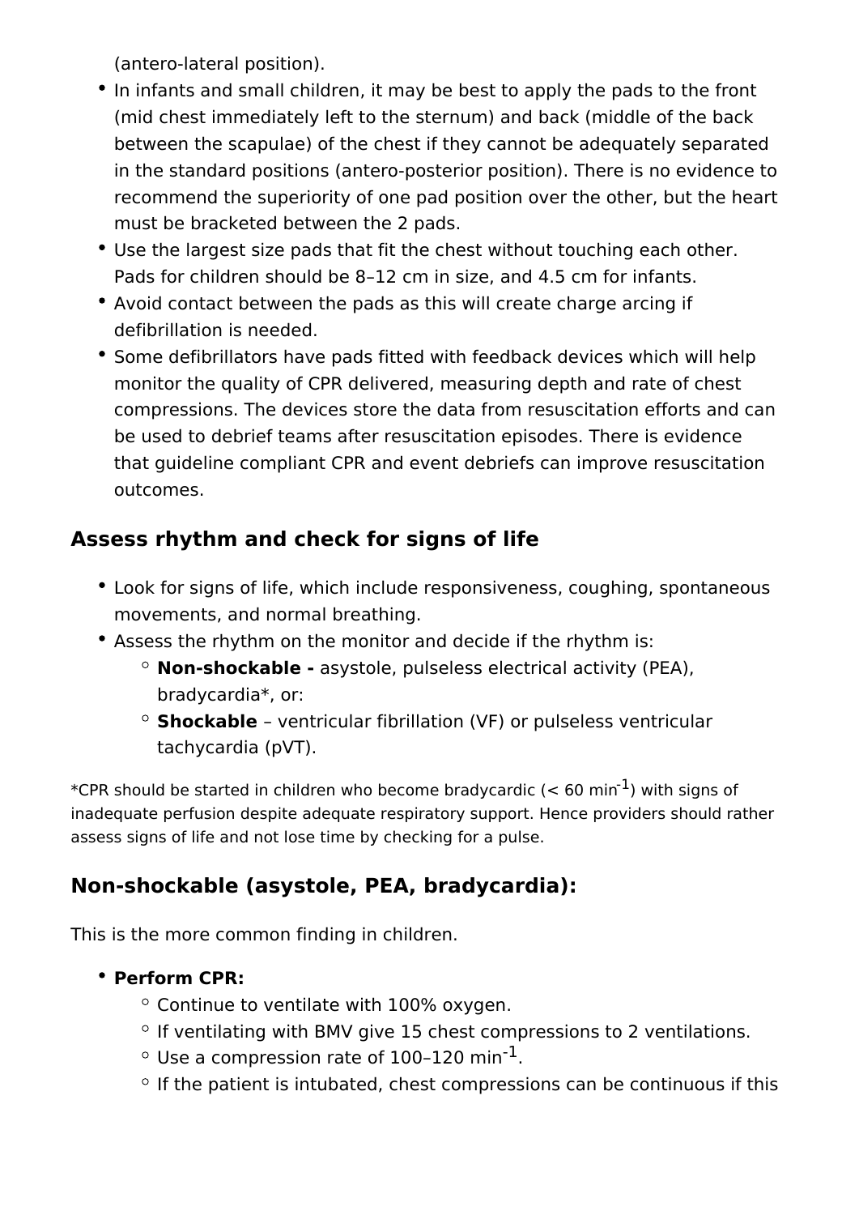(antero-lateral position).

- In infants and small children, it may be best to apply the pads to the front (mid chest immediately left to the sternum) and back (middle of the back between the scapulae) of the chest if they cannot be adequately separated in the standard positions (antero-posterior position). There is no evidence to recommend the superiority of one pad position over the other, but the heart must be bracketed between the 2 pads.
- Use the largest size pads that fit the chest without touching each other. Pads for children should be 8–12 cm in size, and 4.5 cm for infants.
- Avoid contact between the pads as this will create charge arcing if defibrillation is needed.
- Some defibrillators have pads fitted with feedback devices which will help monitor the quality of CPR delivered, measuring depth and rate of chest compressions. The devices store the data from resuscitation efforts and can be used to debrief teams after resuscitation episodes. There is evidence that guideline compliant CPR and event debriefs can improve resuscitation outcomes.

## Assess rhythm and check for signs of life

- Look for signs of life, which include responsiveness, coughing, spontaneous movements, and normal breathing.
- Assess the rhythm on the monitor and decide if the rhythm is:
  - **Non-shockable -** asystole, pulseless electrical activity (PEA), bradycardia*, or:
  - **Shockable** – ventricular fibrillation (VF) or pulseless ventricular tachycardia (pVT).

*CPR should be started in children who become bradycardic (< 60 $min^{-1}$) with signs of inadequate perfusion despite adequate respiratory support. Hence providers should rather assess signs of life and not lose time by checking for a pulse.

## Non-shockable (asystole, PEA, bradycardia):

This is the more common finding in children.

- **Perform CPR:**
  - Continue to ventilate with 100% oxygen.
  - If ventilating with BMV give 15 chest compressions to 2 ventilations.
  - Use a compression rate of 100–120 $min^{-1}$.
  - If the patient is intubated, chest compressions can be continuous if this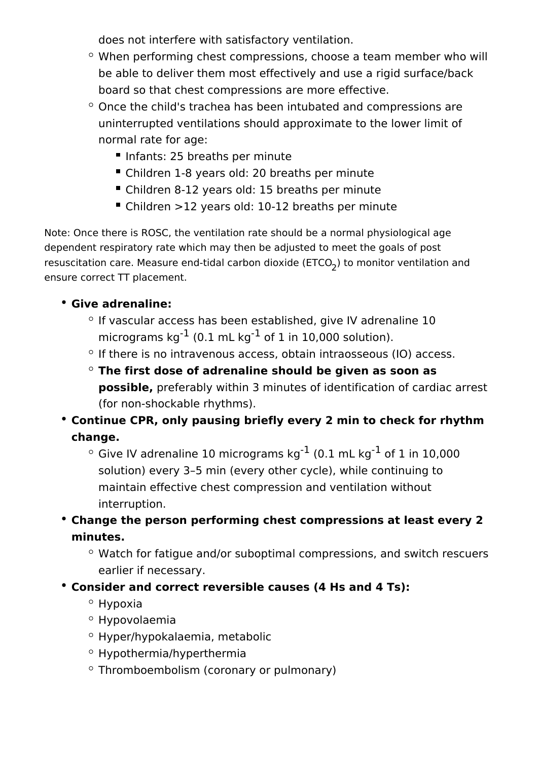does not interfere with satisfactory ventilation.
  - When performing chest compressions, choose a team member who will be able to deliver them most effectively and use a rigid surface/back board so that chest compressions are more effective.
  - Once the child's trachea has been intubated and compressions are uninterrupted ventilations should approximate to the lower limit of normal rate for age:
    - Infants: 25 breaths per minute
    - Children 1-8 years old: 20 breaths per minute
    - Children 8-12 years old: 15 breaths per minute
    - Children >12 years old: 10-12 breaths per minute

Note: Once there is ROSC, the ventilation rate should be a normal physiological age dependent respiratory rate which may then be adjusted to meet the goals of post resuscitation care. Measure end-tidal carbon dioxide ($ETCO_2$) to monitor ventilation and ensure correct TT placement.

- **Give adrenaline:**
  - If vascular access has been established, give IV adrenaline 10 micrograms $kg^{-1}$ (0.1 mL $kg^{-1}$ of 1 in 10,000 solution).
  - If there is no intravenous access, obtain intraosseous (IO) access.
  - **The first dose of adrenaline should be given as soon as possible,** preferably within 3 minutes of identification of cardiac arrest (for non-shockable rhythms).
- **Continue CPR, only pausing briefly every 2 min to check for rhythm change.**
  - Give IV adrenaline 10 micrograms $kg^{-1}$ (0.1 mL $kg^{-1}$ of 1 in 10,000 solution) every 3–5 min (every other cycle), while continuing to maintain effective chest compression and ventilation without interruption.
- **Change the person performing chest compressions at least every 2 minutes.**
  - Watch for fatigue and/or suboptimal compressions, and switch rescuers earlier if necessary.
- **Consider and correct reversible causes (4 Hs and 4 Ts):**
  - Hypoxia
  - Hypovolaemia
  - Hyper/hypokalaemia, metabolic
  - Hypothermia/hyperthermia
  - Thromboembolism (coronary or pulmonary)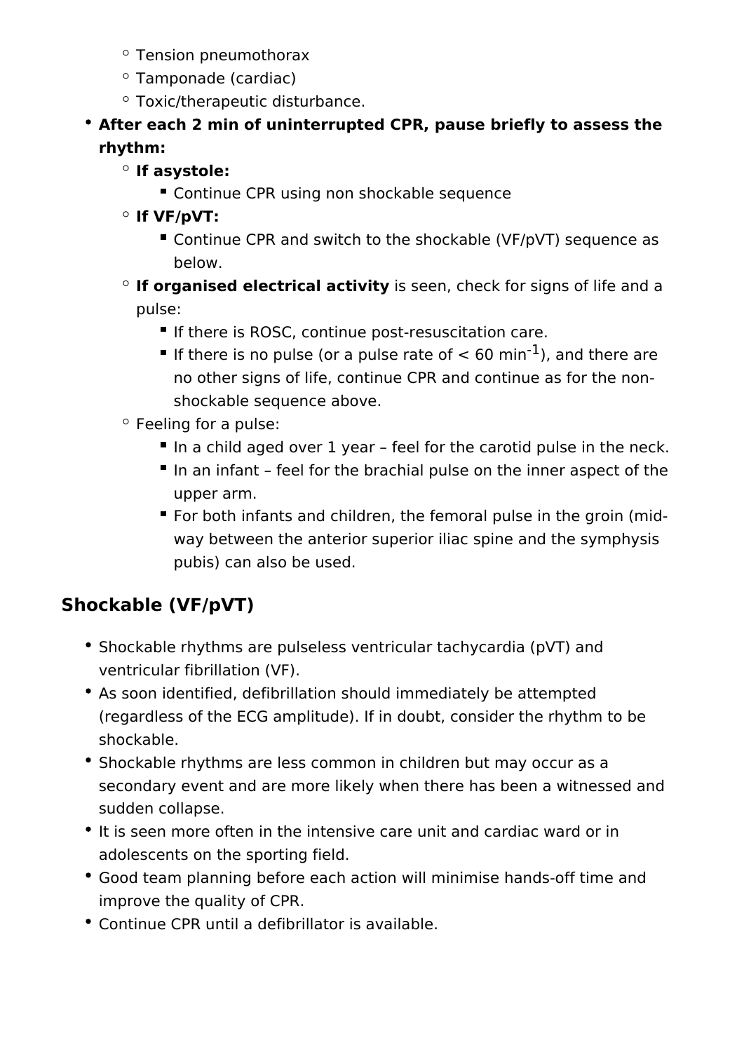- Tension pneumothorax
    - Tamponade (cardiac)
    - Toxic/therapeutic disturbance.
- **After each 2 min of uninterrupted CPR, pause briefly to assess the rhythm:**
    - **If asystole:**
        - Continue CPR using non shockable sequence
    - **If VF/pVT:**
        - Continue CPR and switch to the shockable (VF/pVT) sequence as below.
    - **If organised electrical activity** is seen, check for signs of life and a pulse:
        - If there is ROSC, continue post-resuscitation care.
        - If there is no pulse (or a pulse rate of < 60 $min^{-1}$), and there are no other signs of life, continue CPR and continue as for the non-shockable sequence above.
    - Feeling for a pulse:
        - In a child aged over 1 year – feel for the carotid pulse in the neck.
        - In an infant – feel for the brachial pulse on the inner aspect of the upper arm.
        - For both infants and children, the femoral pulse in the groin (mid-way between the anterior superior iliac spine and the symphysis pubis) can also be used.

## Shockable (VF/pVT)

- Shockable rhythms are pulseless ventricular tachycardia (pVT) and ventricular fibrillation (VF).
- As soon identified, defibrillation should immediately be attempted (regardless of the ECG amplitude). If in doubt, consider the rhythm to be shockable.
- Shockable rhythms are less common in children but may occur as a secondary event and are more likely when there has been a witnessed and sudden collapse.
- It is seen more often in the intensive care unit and cardiac ward or in adolescents on the sporting field.
- Good team planning before each action will minimise hands-off time and improve the quality of CPR.
- Continue CPR until a defibrillator is available.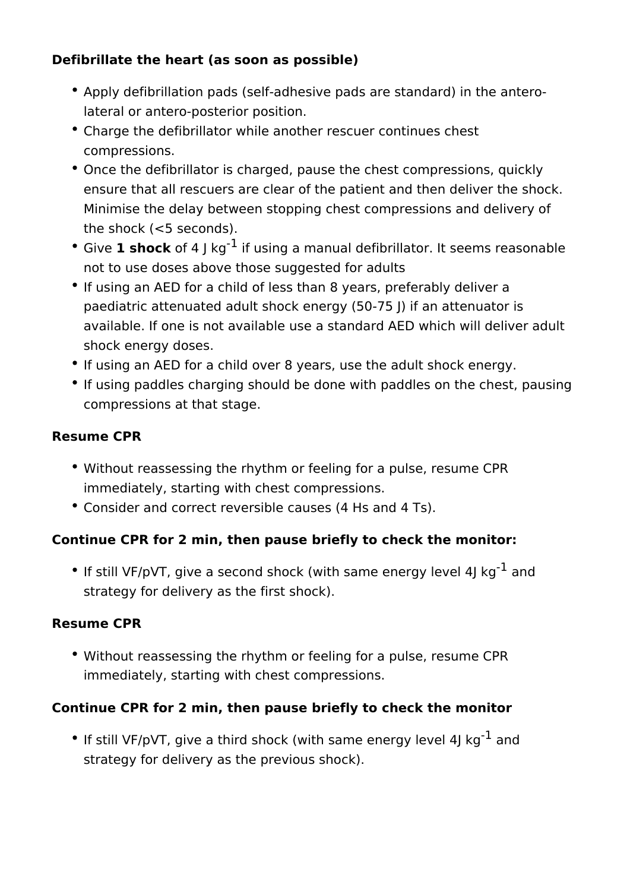**Defibrillate the heart (as soon as possible)**

- Apply defibrillation pads (self-adhesive pads are standard) in the antero-lateral or antero-posterior position.
- Charge the defibrillator while another rescuer continues chest compressions.
- Once the defibrillator is charged, pause the chest compressions, quickly ensure that all rescuers are clear of the patient and then deliver the shock. Minimise the delay between stopping chest compressions and delivery of the shock (<5 seconds).
- Give **1 shock** of 4 J $kg^{-1}$ if using a manual defibrillator. It seems reasonable not to use doses above those suggested for adults
- If using an AED for a child of less than 8 years, preferably deliver a paediatric attenuated adult shock energy (50-75 J) if an attenuator is available. If one is not available use a standard AED which will deliver adult shock energy doses.
- If using an AED for a child over 8 years, use the adult shock energy.
- If using paddles charging should be done with paddles on the chest, pausing compressions at that stage.

**Resume CPR**

- Without reassessing the rhythm or feeling for a pulse, resume CPR immediately, starting with chest compressions.
- Consider and correct reversible causes (4 Hs and 4 Ts).

**Continue CPR for 2 min, then pause briefly to check the monitor:**

- If still VF/pVT, give a second shock (with same energy level 4J $kg^{-1}$ and strategy for delivery as the first shock).

**Resume CPR**

- Without reassessing the rhythm or feeling for a pulse, resume CPR immediately, starting with chest compressions.

**Continue CPR for 2 min, then pause briefly to check the monitor**

- If still VF/pVT, give a third shock (with same energy level 4J $kg^{-1}$ and strategy for delivery as the previous shock).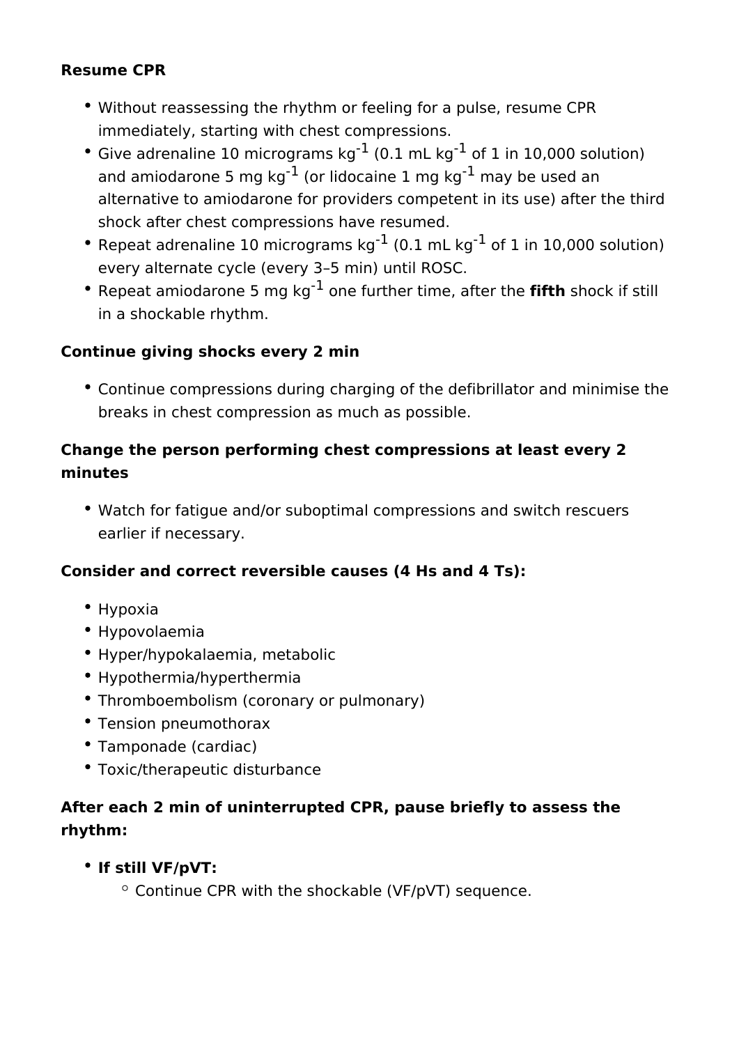**Resume CPR**

- Without reassessing the rhythm or feeling for a pulse, resume CPR immediately, starting with chest compressions.
- Give adrenaline 10 micrograms $kg^{-1}$ (0.1 mL $kg^{-1}$ of 1 in 10,000 solution) and amiodarone 5 mg $kg^{-1}$ (or lidocaine 1 mg $kg^{-1}$ may be used an alternative to amiodarone for providers competent in its use) after the third shock after chest compressions have resumed.
- Repeat adrenaline 10 micrograms $kg^{-1}$ (0.1 mL $kg^{-1}$ of 1 in 10,000 solution) every alternate cycle (every 3–5 min) until ROSC.
- Repeat amiodarone 5 mg $kg^{-1}$ one further time, after the **fifth** shock if still in a shockable rhythm.

**Continue giving shocks every 2 min**

- Continue compressions during charging of the defibrillator and minimise the breaks in chest compression as much as possible.

**Change the person performing chest compressions at least every 2 minutes**

- Watch for fatigue and/or suboptimal compressions and switch rescuers earlier if necessary.

**Consider and correct reversible causes (4 Hs and 4 Ts):**

- Hypoxia
- Hypovolaemia
- Hyper/hypokalaemia, metabolic
- Hypothermia/hyperthermia
- Thromboembolism (coronary or pulmonary)
- Tension pneumothorax
- Tamponade (cardiac)
- Toxic/therapeutic disturbance

**After each 2 min of uninterrupted CPR, pause briefly to assess the rhythm:**

- **If still VF/pVT:**
  - Continue CPR with the shockable (VF/pVT) sequence.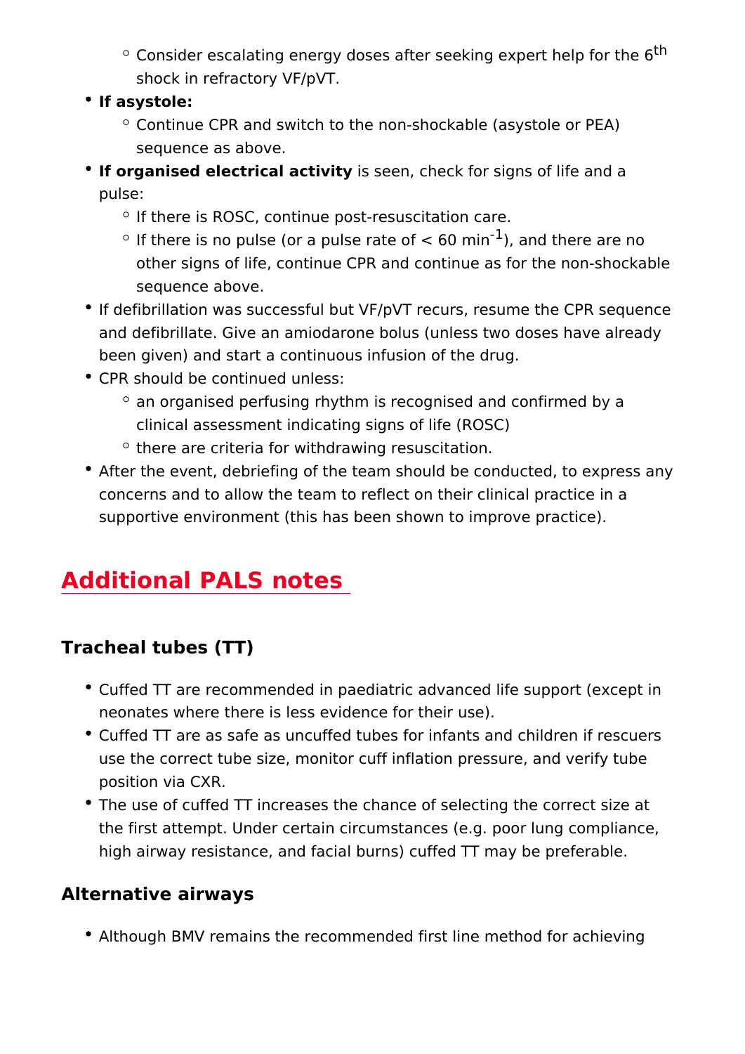- Consider escalating energy doses after seeking expert help for the $6^{th}$ shock in refractory VF/pVT.
- **If asystole:**
    - Continue CPR and switch to the non-shockable (asystole or PEA) sequence as above.
- **If organised electrical activity** is seen, check for signs of life and a pulse:
    - If there is ROSC, continue post-resuscitation care.
    - If there is no pulse (or a pulse rate of < 60 $min^{-1}$), and there are no other signs of life, continue CPR and continue as for the non-shockable sequence above.
- If defibrillation was successful but VF/pVT recurs, resume the CPR sequence and defibrillate. Give an amiodarone bolus (unless two doses have already been given) and start a continuous infusion of the drug.
- CPR should be continued unless:
    - an organised perfusing rhythm is recognised and confirmed by a clinical assessment indicating signs of life (ROSC)
    - there are criteria for withdrawing resuscitation.
- After the event, debriefing of the team should be conducted, to express any concerns and to allow the team to reflect on their clinical practice in a supportive environment (this has been shown to improve practice).

## Additional PALS notes

### Tracheal tubes (TT)

- Cuffed TT are recommended in paediatric advanced life support (except in neonates where there is less evidence for their use).
- Cuffed TT are as safe as uncuffed tubes for infants and children if rescuers use the correct tube size, monitor cuff inflation pressure, and verify tube position via CXR.
- The use of cuffed TT increases the chance of selecting the correct size at the first attempt. Under certain circumstances (e.g. poor lung compliance, high airway resistance, and facial burns) cuffed TT may be preferable.

### Alternative airways

- Although BMV remains the recommended first line method for achieving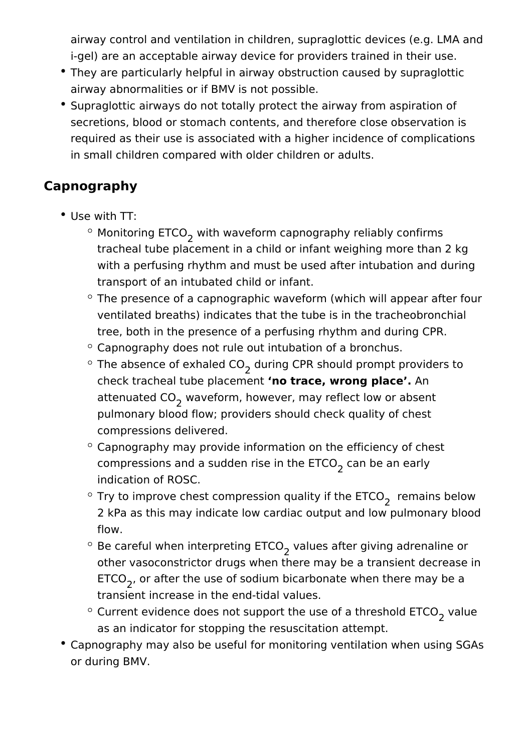airway control and ventilation in children, supraglottic devices (e.g. LMA and i-gel) are an acceptable airway device for providers trained in their use.
- They are particularly helpful in airway obstruction caused by supraglottic airway abnormalities or if BMV is not possible.
- Supraglottic airways do not totally protect the airway from aspiration of secretions, blood or stomach contents, and therefore close observation is required as their use is associated with a higher incidence of complications in small children compared with older children or adults.

## Capnography

- Use with TT:
  - Monitoring $ETCO_2$ with waveform capnography reliably confirms tracheal tube placement in a child or infant weighing more than 2 kg with a perfusing rhythm and must be used after intubation and during transport of an intubated child or infant.
  - The presence of a capnographic waveform (which will appear after four ventilated breaths) indicates that the tube is in the tracheobronchial tree, both in the presence of a perfusing rhythm and during CPR.
  - Capnography does not rule out intubation of a bronchus.
  - The absence of exhaled $CO_2$ during CPR should prompt providers to check tracheal tube placement **'no trace, wrong place'.** An attenuated $CO_2$ waveform, however, may reflect low or absent pulmonary blood flow; providers should check quality of chest compressions delivered.
  - Capnography may provide information on the efficiency of chest compressions and a sudden rise in the $ETCO_2$ can be an early indication of ROSC.
  - Try to improve chest compression quality if the $ETCO_2$ remains below 2 kPa as this may indicate low cardiac output and low pulmonary blood flow.
  - Be careful when interpreting $ETCO_2$ values after giving adrenaline or other vasoconstrictor drugs when there may be a transient decrease in $ETCO_2$, or after the use of sodium bicarbonate when there may be a transient increase in the end-tidal values.
  - Current evidence does not support the use of a threshold $ETCO_2$ value as an indicator for stopping the resuscitation attempt.
- Capnography may also be useful for monitoring ventilation when using SGAs or during BMV.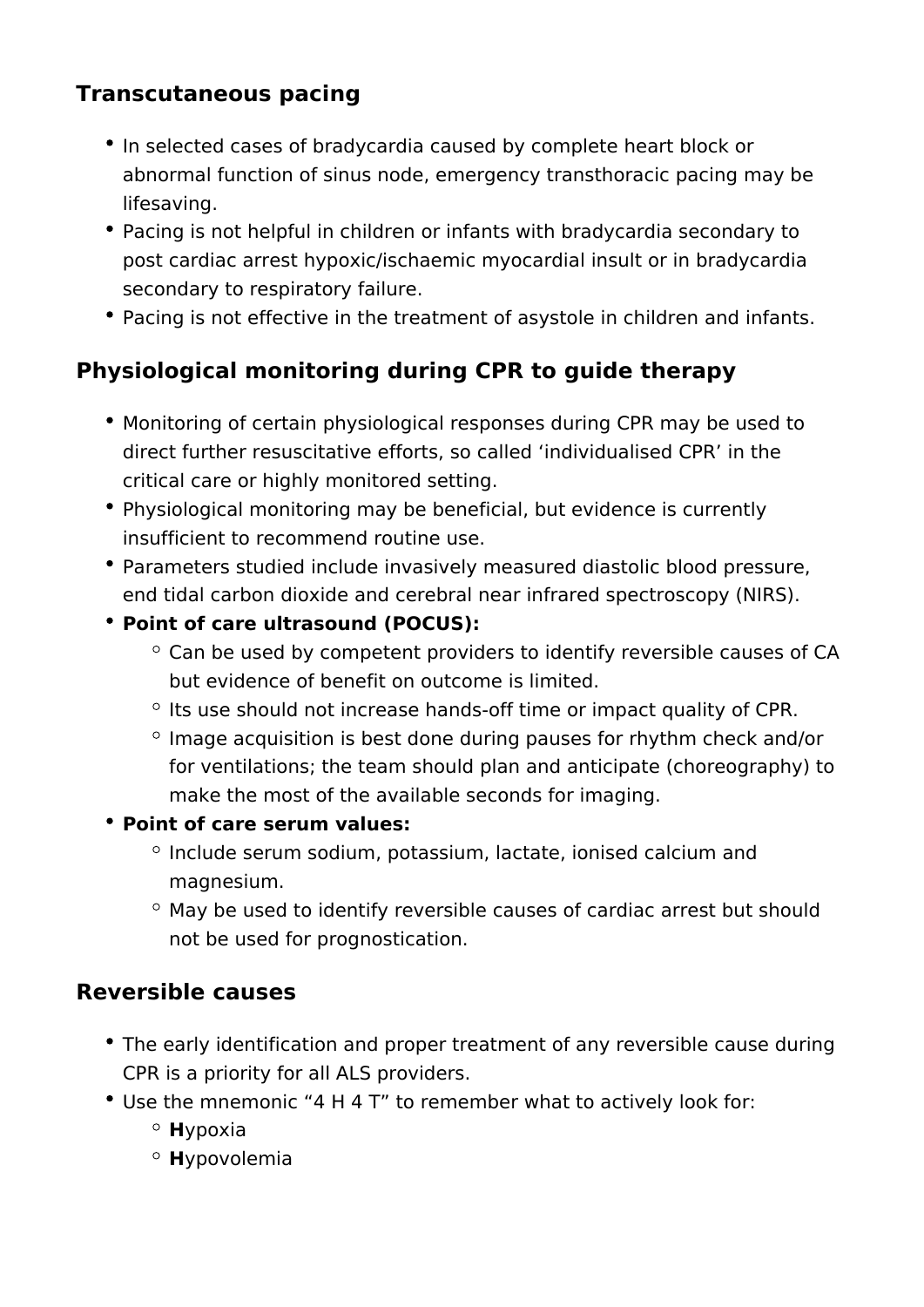## Transcutaneous pacing

- In selected cases of bradycardia caused by complete heart block or abnormal function of sinus node, emergency transthoracic pacing may be lifesaving.
- Pacing is not helpful in children or infants with bradycardia secondary to post cardiac arrest hypoxic/ischaemic myocardial insult or in bradycardia secondary to respiratory failure.
- Pacing is not effective in the treatment of asystole in children and infants.

## Physiological monitoring during CPR to guide therapy

- Monitoring of certain physiological responses during CPR may be used to direct further resuscitative efforts, so called ‘individualised CPR’ in the critical care or highly monitored setting.
- Physiological monitoring may be beneficial, but evidence is currently insufficient to recommend routine use.
- Parameters studied include invasively measured diastolic blood pressure, end tidal carbon dioxide and cerebral near infrared spectroscopy (NIRS).
- **Point of care ultrasound (POCUS):**
  - Can be used by competent providers to identify reversible causes of CA but evidence of benefit on outcome is limited.
  - Its use should not increase hands-off time or impact quality of CPR.
  - Image acquisition is best done during pauses for rhythm check and/or for ventilations; the team should plan and anticipate (choreography) to make the most of the available seconds for imaging.
- **Point of care serum values:**
  - Include serum sodium, potassium, lactate, ionised calcium and magnesium.
  - May be used to identify reversible causes of cardiac arrest but should not be used for prognostication.

## Reversible causes

- The early identification and proper treatment of any reversible cause during CPR is a priority for all ALS providers.
- Use the mnemonic “4 H 4 T” to remember what to actively look for:
  - **H**ypoxia
  - **H**ypovolemia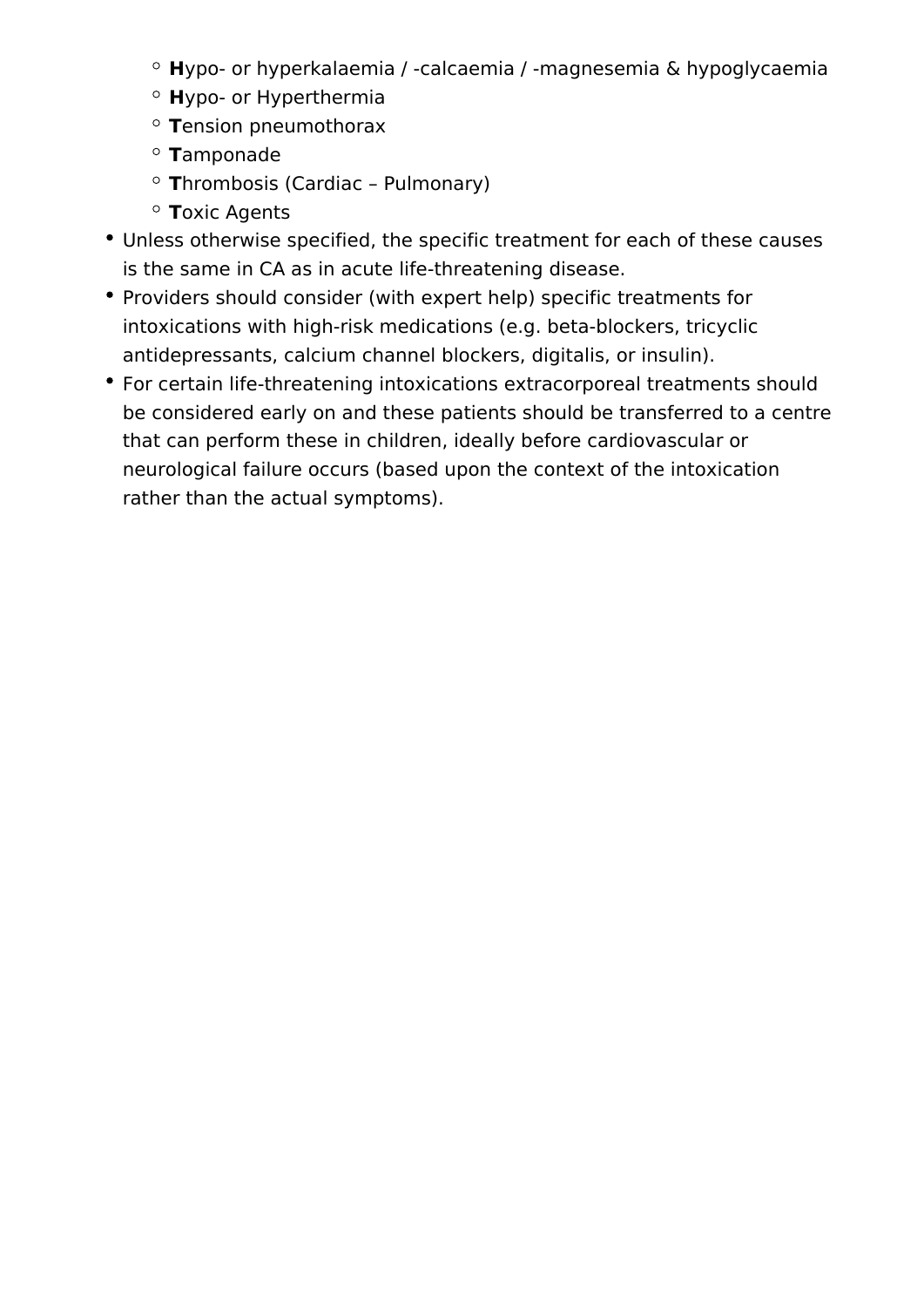- **H**ypo- or hyperkalaemia / -calcaemia / -magnesemia & hypoglycaemia
  - **H**ypo- or Hyperthermia
  - **T**ension pneumothorax
  - **T**amponade
  - **T**hrombosis (Cardiac – Pulmonary)
  - **T**oxic Agents
- Unless otherwise specified, the specific treatment for each of these causes is the same in CA as in acute life-threatening disease.
- Providers should consider (with expert help) specific treatments for intoxications with high-risk medications (e.g. beta-blockers, tricyclic antidepressants, calcium channel blockers, digitalis, or insulin).
- For certain life-threatening intoxications extracorporeal treatments should be considered early on and these patients should be transferred to a centre that can perform these in children, ideally before cardiovascular or neurological failure occurs (based upon the context of the intoxication rather than the actual symptoms).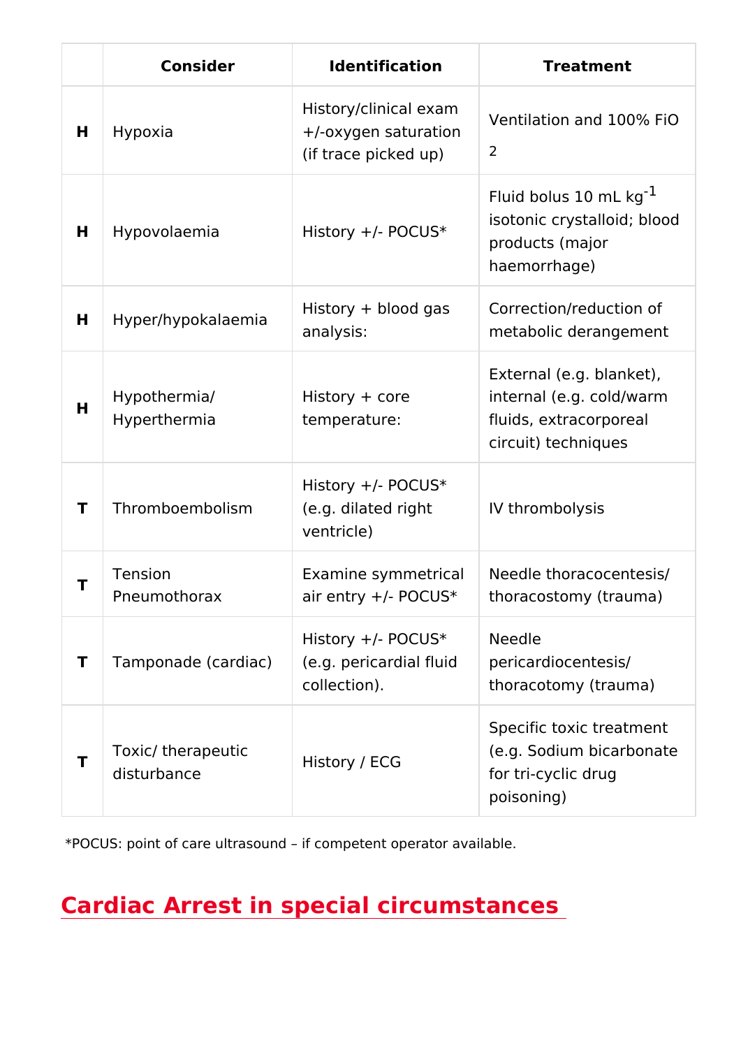| | Consider | Identification | Treatment |
|---|---|---|---|
| **H** | Hypoxia | History/clinical exam +/-oxygen saturation (if trace picked up) | Ventilation and 100% $FiO_2$ |
| **H** | Hypovolaemia | History +/- POCUS* | Fluid bolus 10 mL $kg^{-1}$ isotonic crystalloid; blood products (major haemorrhage) |
| **H** | Hyper/hypokalaemia | History + blood gas analysis: | Correction/reduction of metabolic derangement |
| **H** | Hypothermia/ Hyperthermia | History + core temperature: | External (e.g. blanket), internal (e.g. cold/warm fluids, extracorporeal circuit) techniques |
| **T** | Thromboembolism | History +/- POCUS* (e.g. dilated right ventricle) | IV thrombolysis |
| **T** | Tension Pneumothorax | Examine symmetrical air entry +/- POCUS* | Needle thoracocentesis/ thoracostomy (trauma) |
| **T** | Tamponade (cardiac) | History +/- POCUS* (e.g. pericardial fluid collection). | Needle pericardiocentesis/ thoracotomy (trauma) |
| **T** | Toxic/ therapeutic disturbance | History / ECG | Specific toxic treatment (e.g. Sodium bicarbonate for tri-cyclic drug poisoning) |

*POCUS: point of care ultrasound – if competent operator available.

## Cardiac Arrest in special circumstances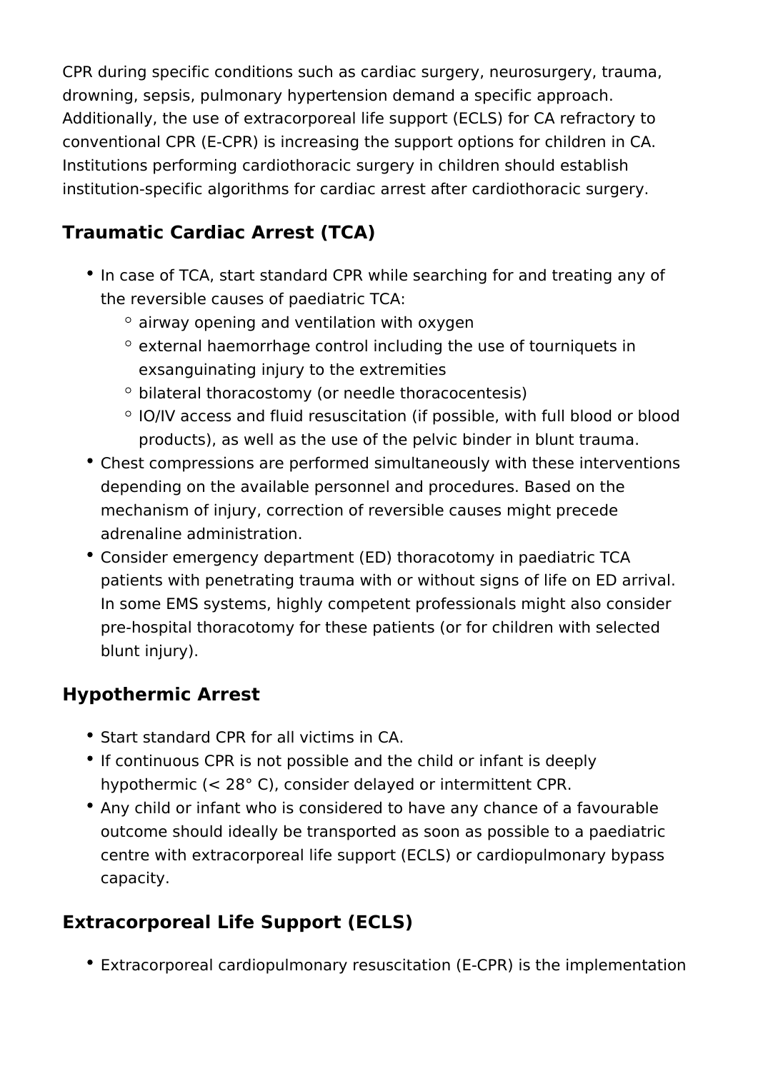CPR during specific conditions such as cardiac surgery, neurosurgery, trauma, drowning, sepsis, pulmonary hypertension demand a specific approach. Additionally, the use of extracorporeal life support (ECLS) for CA refractory to conventional CPR (E-CPR) is increasing the support options for children in CA. Institutions performing cardiothoracic surgery in children should establish institution-specific algorithms for cardiac arrest after cardiothoracic surgery.

## Traumatic Cardiac Arrest (TCA)

- In case of TCA, start standard CPR while searching for and treating any of the reversible causes of paediatric TCA:
  - airway opening and ventilation with oxygen
  - external haemorrhage control including the use of tourniquets in exsanguinating injury to the extremities
  - bilateral thoracostomy (or needle thoracocentesis)
  - IO/IV access and fluid resuscitation (if possible, with full blood or blood products), as well as the use of the pelvic binder in blunt trauma.
- Chest compressions are performed simultaneously with these interventions depending on the available personnel and procedures. Based on the mechanism of injury, correction of reversible causes might precede adrenaline administration.
- Consider emergency department (ED) thoracotomy in paediatric TCA patients with penetrating trauma with or without signs of life on ED arrival. In some EMS systems, highly competent professionals might also consider pre-hospital thoracotomy for these patients (or for children with selected blunt injury).

## Hypothermic Arrest

- Start standard CPR for all victims in CA.
- If continuous CPR is not possible and the child or infant is deeply hypothermic (< 28° C), consider delayed or intermittent CPR.
- Any child or infant who is considered to have any chance of a favourable outcome should ideally be transported as soon as possible to a paediatric centre with extracorporeal life support (ECLS) or cardiopulmonary bypass capacity.

## Extracorporeal Life Support (ECLS)

- Extracorporeal cardiopulmonary resuscitation (E-CPR) is the implementation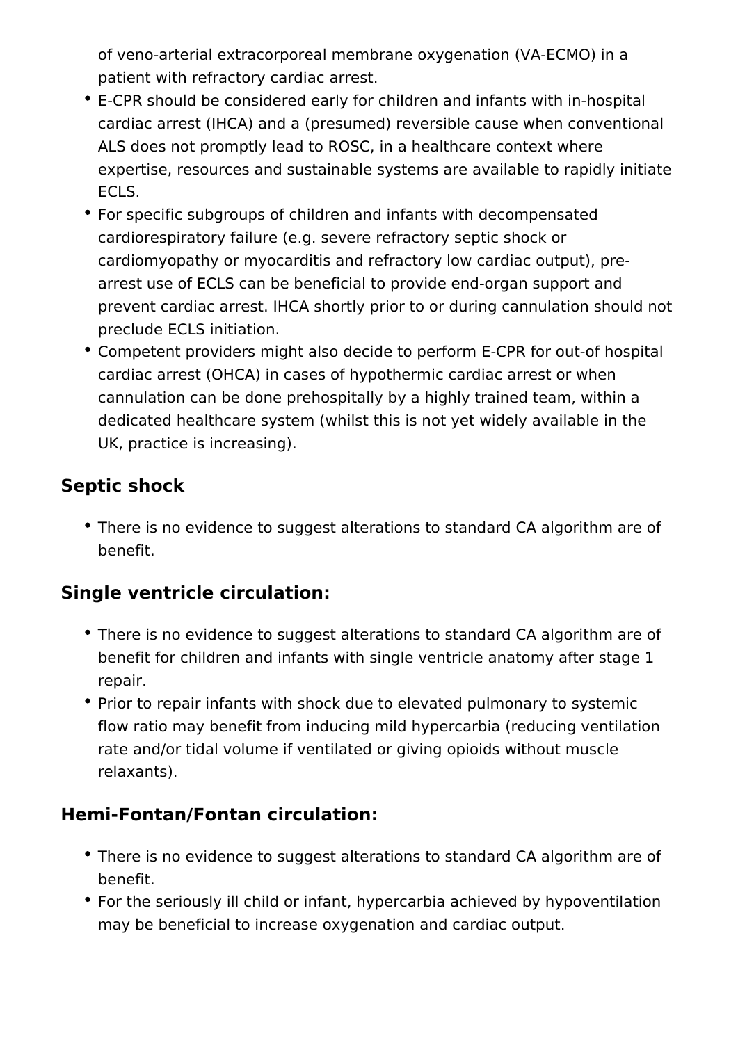of veno-arterial extracorporeal membrane oxygenation (VA-ECMO) in a patient with refractory cardiac arrest.

- E-CPR should be considered early for children and infants with in-hospital cardiac arrest (IHCA) and a (presumed) reversible cause when conventional ALS does not promptly lead to ROSC, in a healthcare context where expertise, resources and sustainable systems are available to rapidly initiate ECLS.
- For specific subgroups of children and infants with decompensated cardiorespiratory failure (e.g. severe refractory septic shock or cardiomyopathy or myocarditis and refractory low cardiac output), pre-arrest use of ECLS can be beneficial to provide end-organ support and prevent cardiac arrest. IHCA shortly prior to or during cannulation should not preclude ECLS initiation.
- Competent providers might also decide to perform E-CPR for out-of hospital cardiac arrest (OHCA) in cases of hypothermic cardiac arrest or when cannulation can be done prehospitally by a highly trained team, within a dedicated healthcare system (whilst this is not yet widely available in the UK, practice is increasing).

### Septic shock

- There is no evidence to suggest alterations to standard CA algorithm are of benefit.

### Single ventricle circulation:

- There is no evidence to suggest alterations to standard CA algorithm are of benefit for children and infants with single ventricle anatomy after stage 1 repair.
- Prior to repair infants with shock due to elevated pulmonary to systemic flow ratio may benefit from inducing mild hypercarbia (reducing ventilation rate and/or tidal volume if ventilated or giving opioids without muscle relaxants).

### Hemi-Fontan/Fontan circulation:

- There is no evidence to suggest alterations to standard CA algorithm are of benefit.
- For the seriously ill child or infant, hypercarbia achieved by hypoventilation may be beneficial to increase oxygenation and cardiac output.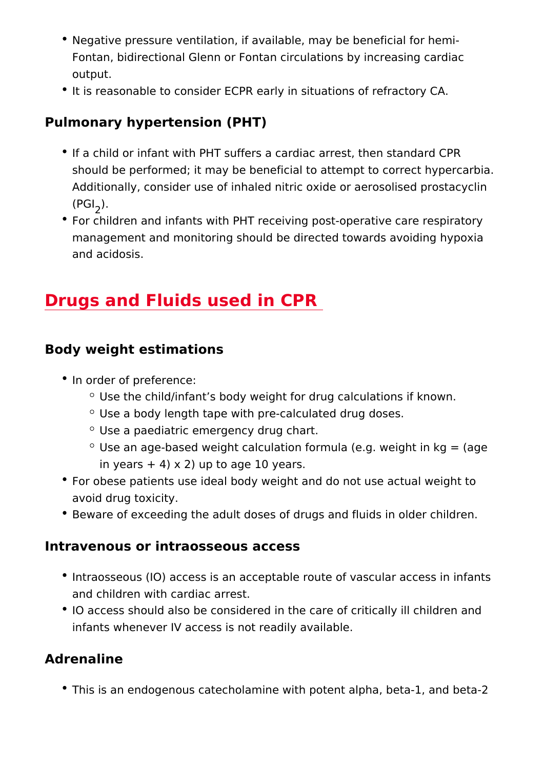- Negative pressure ventilation, if available, may be beneficial for hemi-Fontan, bidirectional Glenn or Fontan circulations by increasing cardiac output.
- It is reasonable to consider ECPR early in situations of refractory CA.

### Pulmonary hypertension (PHT)

- If a child or infant with PHT suffers a cardiac arrest, then standard CPR should be performed; it may be beneficial to attempt to correct hypercarbia. Additionally, consider use of inhaled nitric oxide or aerosolised prostacyclin ($PGI_2$).
- For children and infants with PHT receiving post-operative care respiratory management and monitoring should be directed towards avoiding hypoxia and acidosis.

## Drugs and Fluids used in CPR

### Body weight estimations

- In order of preference:
  - Use the child/infant's body weight for drug calculations if known.
  - Use a body length tape with pre-calculated drug doses.
  - Use a paediatric emergency drug chart.
  - Use an age-based weight calculation formula (e.g. weight in kg = (age in years + 4) x 2) up to age 10 years.
- For obese patients use ideal body weight and do not use actual weight to avoid drug toxicity.
- Beware of exceeding the adult doses of drugs and fluids in older children.

### Intravenous or intraosseous access

- Intraosseous (IO) access is an acceptable route of vascular access in infants and children with cardiac arrest.
- IO access should also be considered in the care of critically ill children and infants whenever IV access is not readily available.

### Adrenaline

- This is an endogenous catecholamine with potent alpha, beta-1, and beta-2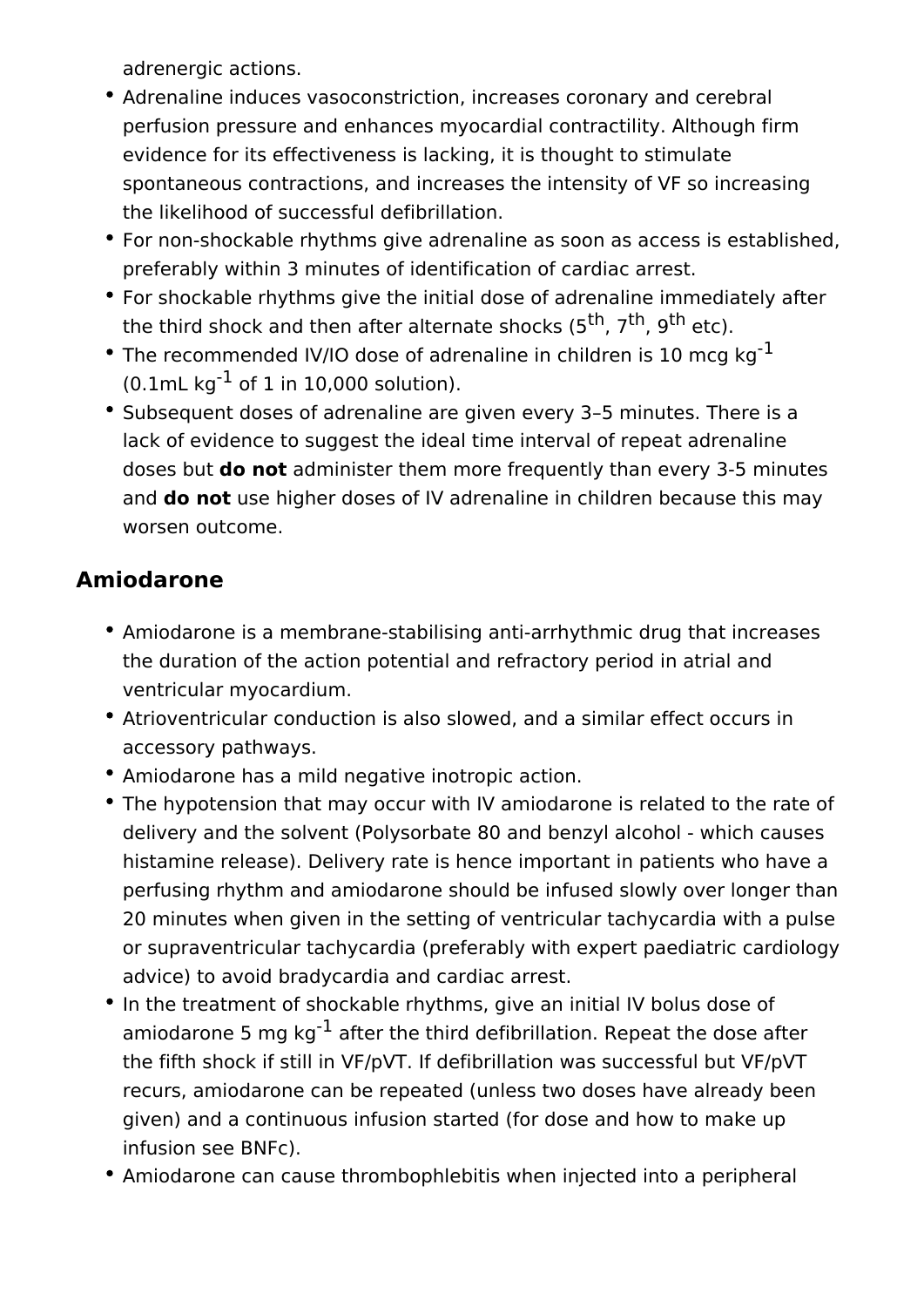adrenergic actions.

- Adrenaline induces vasoconstriction, increases coronary and cerebral perfusion pressure and enhances myocardial contractility. Although firm evidence for its effectiveness is lacking, it is thought to stimulate spontaneous contractions, and increases the intensity of VF so increasing the likelihood of successful defibrillation.
- For non-shockable rhythms give adrenaline as soon as access is established, preferably within 3 minutes of identification of cardiac arrest.
- For shockable rhythms give the initial dose of adrenaline immediately after the third shock and then after alternate shocks ($5^{th}$, $7^{th}$, $9^{th}$ etc).
- The recommended IV/IO dose of adrenaline in children is 10 mcg $kg^{-1}$ (0.1mL $kg^{-1}$ of 1 in 10,000 solution).
- Subsequent doses of adrenaline are given every 3–5 minutes. There is a lack of evidence to suggest the ideal time interval of repeat adrenaline doses but **do not** administer them more frequently than every 3-5 minutes and **do not** use higher doses of IV adrenaline in children because this may worsen outcome.

## Amiodarone

- Amiodarone is a membrane-stabilising anti-arrhythmic drug that increases the duration of the action potential and refractory period in atrial and ventricular myocardium.
- Atrioventricular conduction is also slowed, and a similar effect occurs in accessory pathways.
- Amiodarone has a mild negative inotropic action.
- The hypotension that may occur with IV amiodarone is related to the rate of delivery and the solvent (Polysorbate 80 and benzyl alcohol - which causes histamine release). Delivery rate is hence important in patients who have a perfusing rhythm and amiodarone should be infused slowly over longer than 20 minutes when given in the setting of ventricular tachycardia with a pulse or supraventricular tachycardia (preferably with expert paediatric cardiology advice) to avoid bradycardia and cardiac arrest.
- In the treatment of shockable rhythms, give an initial IV bolus dose of amiodarone 5 mg $kg^{-1}$ after the third defibrillation. Repeat the dose after the fifth shock if still in VF/pVT. If defibrillation was successful but VF/pVT recurs, amiodarone can be repeated (unless two doses have already been given) and a continuous infusion started (for dose and how to make up infusion see BNFc).
- Amiodarone can cause thrombophlebitis when injected into a peripheral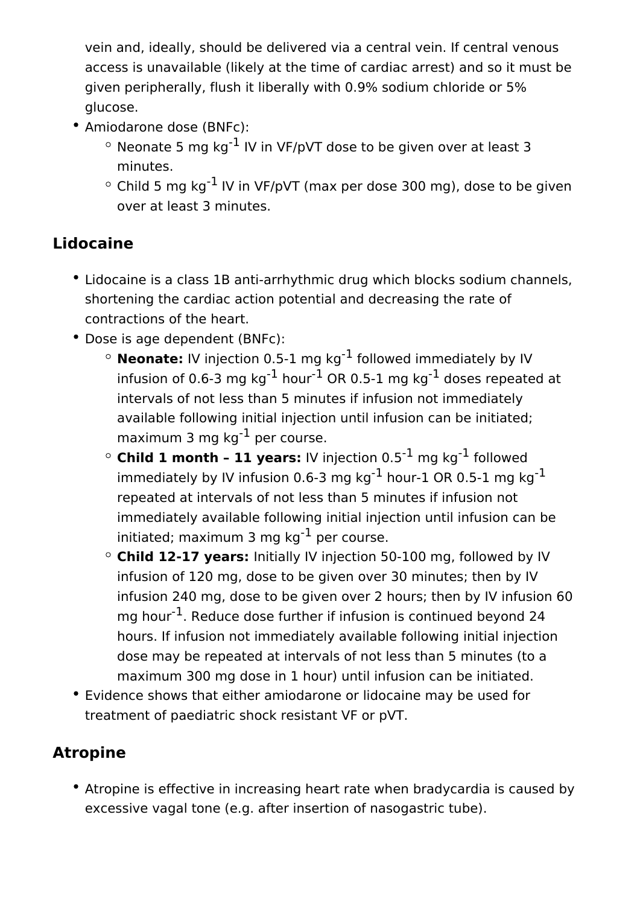vein and, ideally, should be delivered via a central vein. If central venous access is unavailable (likely at the time of cardiac arrest) and so it must be given peripherally, flush it liberally with 0.9% sodium chloride or 5% glucose.

- Amiodarone dose (BNFc):
  - Neonate 5 mg $kg^{-1}$ IV in VF/pVT dose to be given over at least 3 minutes.
  - Child 5 mg $kg^{-1}$ IV in VF/pVT (max per dose 300 mg), dose to be given over at least 3 minutes.

## Lidocaine

- Lidocaine is a class 1B anti-arrhythmic drug which blocks sodium channels, shortening the cardiac action potential and decreasing the rate of contractions of the heart.
- Dose is age dependent (BNFc):
  - **Neonate:** IV injection 0.5-1 mg $kg^{-1}$ followed immediately by IV infusion of 0.6-3 mg $kg^{-1}$ $hour^{-1}$ OR 0.5-1 mg $kg^{-1}$ doses repeated at intervals of not less than 5 minutes if infusion not immediately available following initial injection until infusion can be initiated; maximum 3 mg $kg^{-1}$ per course.
  - **Child 1 month – 11 years:** IV injection $0.5^{-1}$ mg $kg^{-1}$ followed immediately by IV infusion 0.6-3 mg $kg^{-1}$ hour-1 OR 0.5-1 mg $kg^{-1}$ repeated at intervals of not less than 5 minutes if infusion not immediately available following initial injection until infusion can be initiated; maximum 3 mg $kg^{-1}$ per course.
  - **Child 12-17 years:** Initially IV injection 50-100 mg, followed by IV infusion of 120 mg, dose to be given over 30 minutes; then by IV infusion 240 mg, dose to be given over 2 hours; then by IV infusion 60 mg $hour^{-1}$. Reduce dose further if infusion is continued beyond 24 hours. If infusion not immediately available following initial injection dose may be repeated at intervals of not less than 5 minutes (to a maximum 300 mg dose in 1 hour) until infusion can be initiated.
- Evidence shows that either amiodarone or lidocaine may be used for treatment of paediatric shock resistant VF or pVT.

## Atropine

- Atropine is effective in increasing heart rate when bradycardia is caused by excessive vagal tone (e.g. after insertion of nasogastric tube).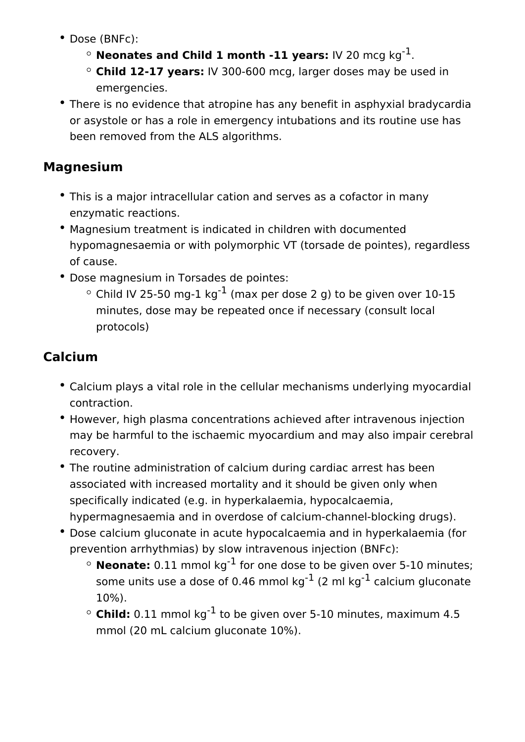- Dose (BNFc):
  - **Neonates and Child 1 month -11 years:** IV 20 mcg $kg^{-1}$.
  - **Child 12-17 years:** IV 300-600 mcg, larger doses may be used in emergencies.
- There is no evidence that atropine has any benefit in asphyxial bradycardia or asystole or has a role in emergency intubations and its routine use has been removed from the ALS algorithms.

## Magnesium

- This is a major intracellular cation and serves as a cofactor in many enzymatic reactions.
- Magnesium treatment is indicated in children with documented hypomagnesaemia or with polymorphic VT (torsade de pointes), regardless of cause.
- Dose magnesium in Torsades de pointes:
  - Child IV 25-50 mg-1 $kg^{-1}$ (max per dose 2 g) to be given over 10-15 minutes, dose may be repeated once if necessary (consult local protocols)

## Calcium

- Calcium plays a vital role in the cellular mechanisms underlying myocardial contraction.
- However, high plasma concentrations achieved after intravenous injection may be harmful to the ischaemic myocardium and may also impair cerebral recovery.
- The routine administration of calcium during cardiac arrest has been associated with increased mortality and it should be given only when specifically indicated (e.g. in hyperkalaemia, hypocalcaemia, hypermagnesaemia and in overdose of calcium-channel-blocking drugs).
- Dose calcium gluconate in acute hypocalcaemia and in hyperkalaemia (for prevention arrhythmias) by slow intravenous injection (BNFc):
  - **Neonate:** 0.11 mmol $kg^{-1}$ for one dose to be given over 5-10 minutes; some units use a dose of 0.46 mmol $kg^{-1}$ (2 ml $kg^{-1}$ calcium gluconate 10%).
  - **Child:** 0.11 mmol $kg^{-1}$ to be given over 5-10 minutes, maximum 4.5 mmol (20 mL calcium gluconate 10%).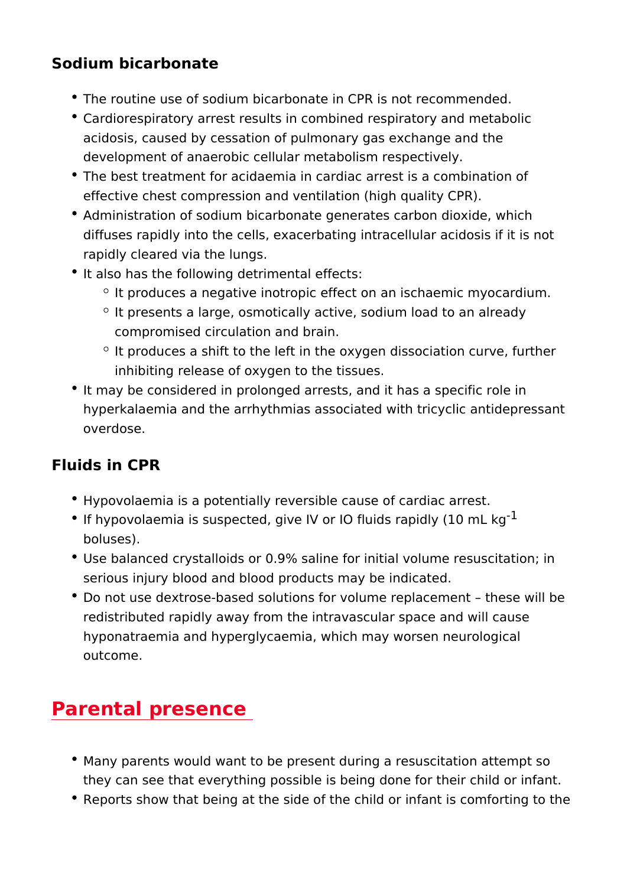### Sodium bicarbonate

- The routine use of sodium bicarbonate in CPR is not recommended.
- Cardiorespiratory arrest results in combined respiratory and metabolic acidosis, caused by cessation of pulmonary gas exchange and the development of anaerobic cellular metabolism respectively.
- The best treatment for acidaemia in cardiac arrest is a combination of effective chest compression and ventilation (high quality CPR).
- Administration of sodium bicarbonate generates carbon dioxide, which diffuses rapidly into the cells, exacerbating intracellular acidosis if it is not rapidly cleared via the lungs.
- It also has the following detrimental effects:
  - It produces a negative inotropic effect on an ischaemic myocardium.
  - It presents a large, osmotically active, sodium load to an already compromised circulation and brain.
  - It produces a shift to the left in the oxygen dissociation curve, further inhibiting release of oxygen to the tissues.
- It may be considered in prolonged arrests, and it has a specific role in hyperkalaemia and the arrhythmias associated with tricyclic antidepressant overdose.

### Fluids in CPR

- Hypovolaemia is a potentially reversible cause of cardiac arrest.
- If hypovolaemia is suspected, give IV or IO fluids rapidly (10 mL $kg^{-1}$ boluses).
- Use balanced crystalloids or 0.9% saline for initial volume resuscitation; in serious injury blood and blood products may be indicated.
- Do not use dextrose-based solutions for volume replacement – these will be redistributed rapidly away from the intravascular space and will cause hyponatraemia and hyperglycaemia, which may worsen neurological outcome.

## Parental presence

- Many parents would want to be present during a resuscitation attempt so they can see that everything possible is being done for their child or infant.
- Reports show that being at the side of the child or infant is comforting to the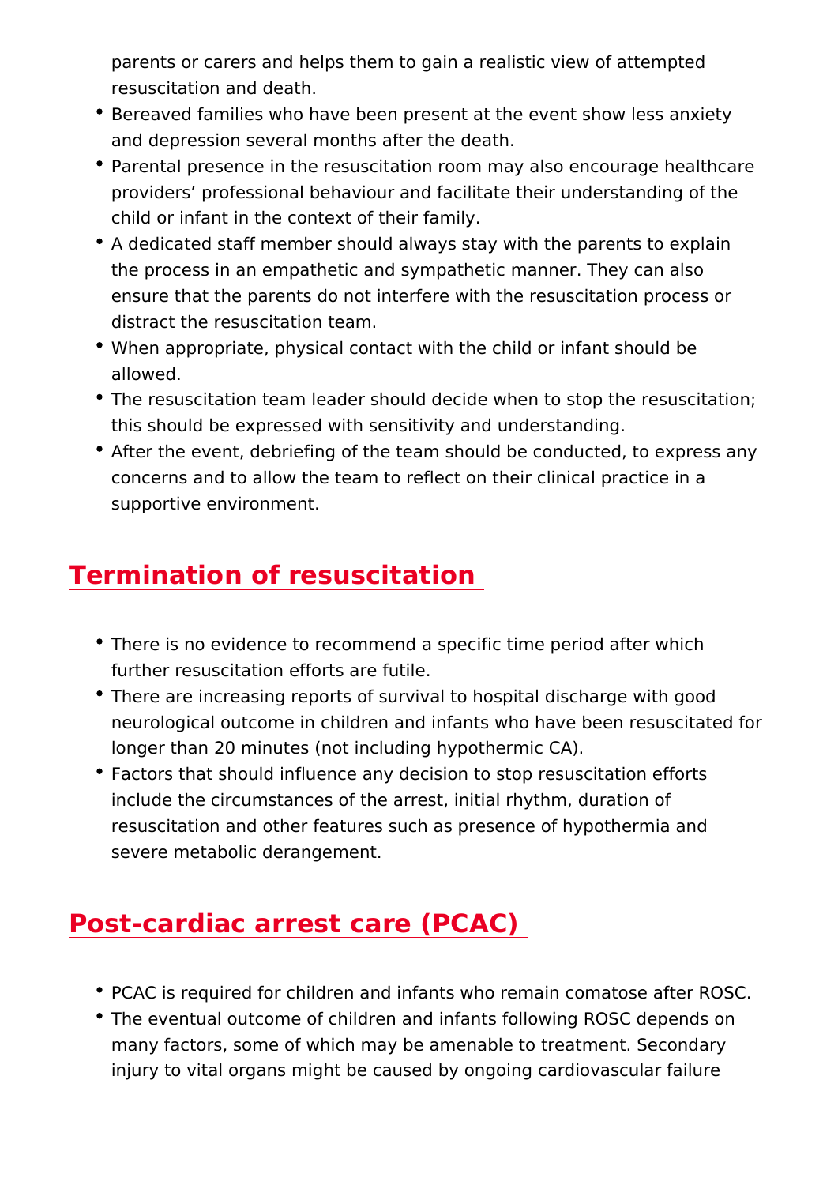parents or carers and helps them to gain a realistic view of attempted resuscitation and death.

- Bereaved families who have been present at the event show less anxiety and depression several months after the death.
- Parental presence in the resuscitation room may also encourage healthcare providers' professional behaviour and facilitate their understanding of the child or infant in the context of their family.
- A dedicated staff member should always stay with the parents to explain the process in an empathetic and sympathetic manner. They can also ensure that the parents do not interfere with the resuscitation process or distract the resuscitation team.
- When appropriate, physical contact with the child or infant should be allowed.
- The resuscitation team leader should decide when to stop the resuscitation; this should be expressed with sensitivity and understanding.
- After the event, debriefing of the team should be conducted, to express any concerns and to allow the team to reflect on their clinical practice in a supportive environment.

## Termination of resuscitation

- There is no evidence to recommend a specific time period after which further resuscitation efforts are futile.
- There are increasing reports of survival to hospital discharge with good neurological outcome in children and infants who have been resuscitated for longer than 20 minutes (not including hypothermic CA).
- Factors that should influence any decision to stop resuscitation efforts include the circumstances of the arrest, initial rhythm, duration of resuscitation and other features such as presence of hypothermia and severe metabolic derangement.

## Post-cardiac arrest care (PCAC)

- PCAC is required for children and infants who remain comatose after ROSC.
- The eventual outcome of children and infants following ROSC depends on many factors, some of which may be amenable to treatment. Secondary injury to vital organs might be caused by ongoing cardiovascular failure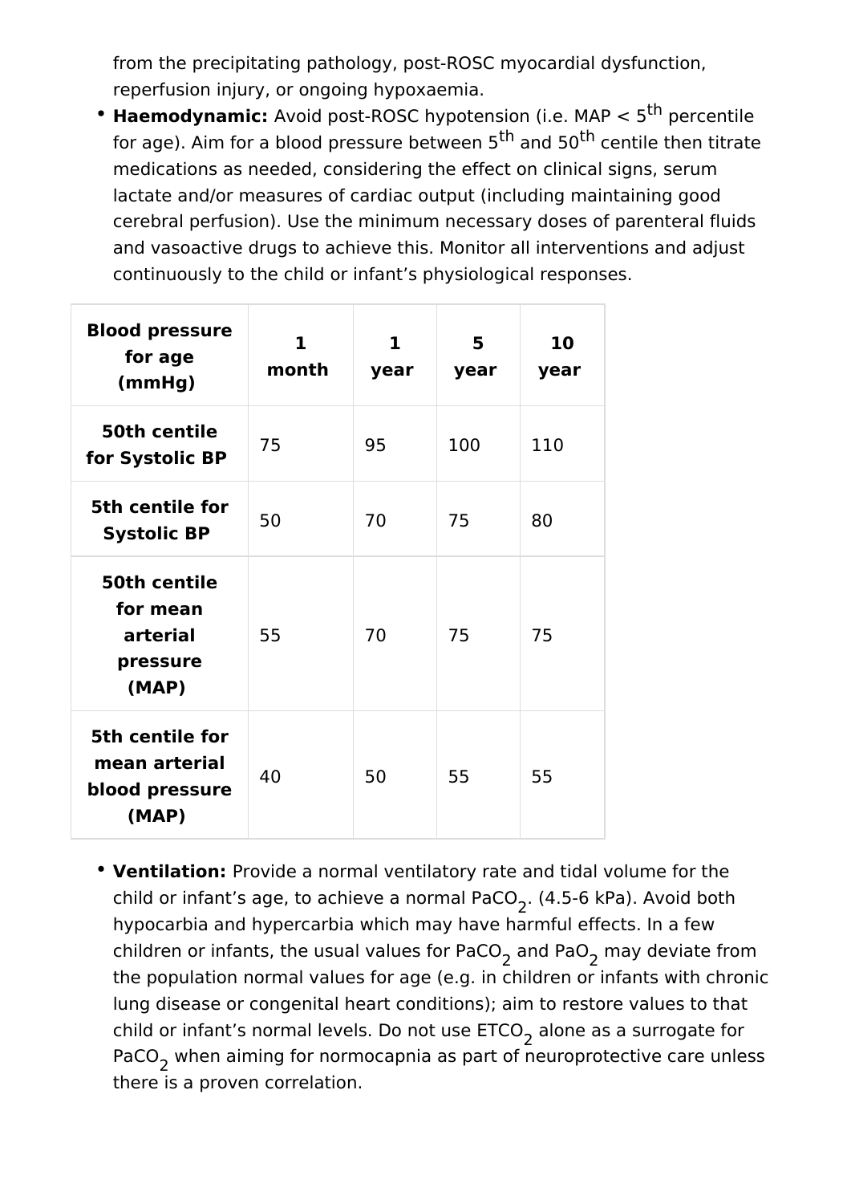from the precipitating pathology, post-ROSC myocardial dysfunction, reperfusion injury, or ongoing hypoxaemia.

- **Haemodynamic:** Avoid post-ROSC hypotension (i.e. MAP < 5$^{th}$ percentile for age). Aim for a blood pressure between 5$^{th}$ and 50$^{th}$ centile then titrate medications as needed, considering the effect on clinical signs, serum lactate and/or measures of cardiac output (including maintaining good cerebral perfusion). Use the minimum necessary doses of parenteral fluids and vasoactive drugs to achieve this. Monitor all interventions and adjust continuously to the child or infant's physiological responses.

| Blood pressure for age (mmHg) | 1 month | 1 year | 5 year | 10 year |
|---|---|---|---|---|
| **50th centile for Systolic BP** | 75 | 95 | 100 | 110 |
| **5th centile for Systolic BP** | 50 | 70 | 75 | 80 |
| **50th centile for mean arterial pressure (MAP)** | 55 | 70 | 75 | 75 |
| **5th centile for mean arterial blood pressure (MAP)** | 40 | 50 | 55 | 55 |

- **Ventilation:** Provide a normal ventilatory rate and tidal volume for the child or infant's age, to achieve a normal $PaCO_2$. (4.5-6 kPa). Avoid both hypocarbia and hypercarbia which may have harmful effects. In a few children or infants, the usual values for $PaCO_2$ and $PaO_2$ may deviate from the population normal values for age (e.g. in children or infants with chronic lung disease or congenital heart conditions); aim to restore values to that child or infant's normal levels. Do not use $ETCO_2$ alone as a surrogate for $PaCO_2$ when aiming for normocapnia as part of neuroprotective care unless there is a proven correlation.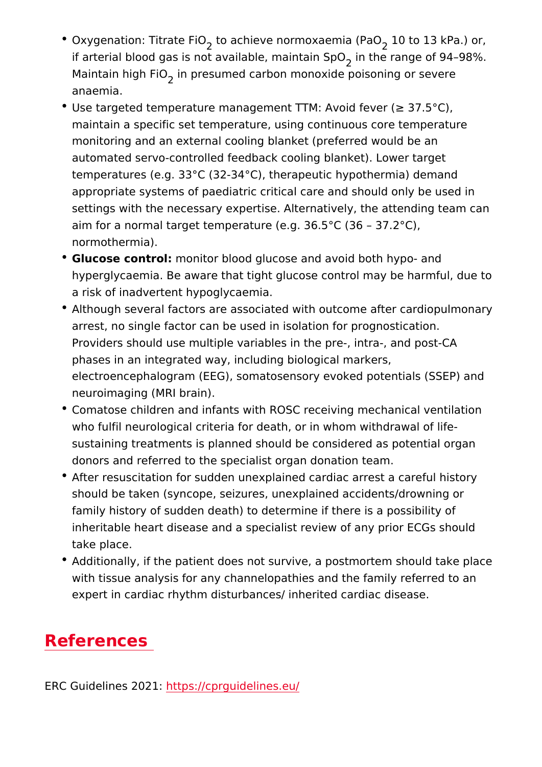- Oxygenation: Titrate $FiO_2$ to achieve normoxaemia ($PaO_2$ 10 to 13 kPa.) or, if arterial blood gas is not available, maintain $SpO_2$ in the range of 94–98%. Maintain high $FiO_2$ in presumed carbon monoxide poisoning or severe anaemia.
- Use targeted temperature management TTM: Avoid fever (≥ 37.5°C), maintain a specific set temperature, using continuous core temperature monitoring and an external cooling blanket (preferred would be an automated servo-controlled feedback cooling blanket). Lower target temperatures (e.g. 33°C (32-34°C), therapeutic hypothermia) demand appropriate systems of paediatric critical care and should only be used in settings with the necessary expertise. Alternatively, the attending team can aim for a normal target temperature (e.g. 36.5°C (36 – 37.2°C), normothermia).
- **Glucose control:** monitor blood glucose and avoid both hypo- and hyperglycaemia. Be aware that tight glucose control may be harmful, due to a risk of inadvertent hypoglycaemia.
- Although several factors are associated with outcome after cardiopulmonary arrest, no single factor can be used in isolation for prognostication. Providers should use multiple variables in the pre-, intra-, and post-CA phases in an integrated way, including biological markers, electroencephalogram (EEG), somatosensory evoked potentials (SSEP) and neuroimaging (MRI brain).
- Comatose children and infants with ROSC receiving mechanical ventilation who fulfil neurological criteria for death, or in whom withdrawal of life-sustaining treatments is planned should be considered as potential organ donors and referred to the specialist organ donation team.
- After resuscitation for sudden unexplained cardiac arrest a careful history should be taken (syncope, seizures, unexplained accidents/drowning or family history of sudden death) to determine if there is a possibility of inheritable heart disease and a specialist review of any prior ECGs should take place.
- Additionally, if the patient does not survive, a postmortem should take place with tissue analysis for any channelopathies and the family referred to an expert in cardiac rhythm disturbances/ inherited cardiac disease.

## References

ERC Guidelines 2021: https://cprguidelines.eu/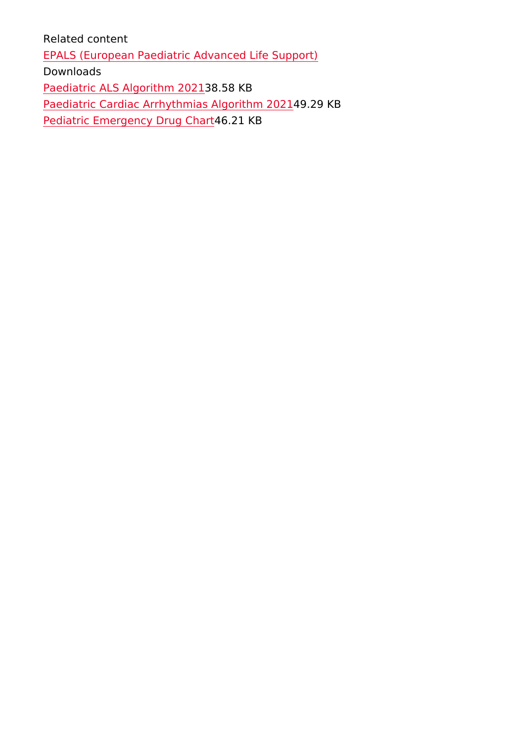Related content

EPALS (European Paediatric Advanced Life Support)

Downloads

Paediatric ALS Algorithm 2021 38.58 KB

Paediatric Cardiac Arrhythmias Algorithm 2021 49.29 KB

Pediatric Emergency Drug Chart 46.21 KB